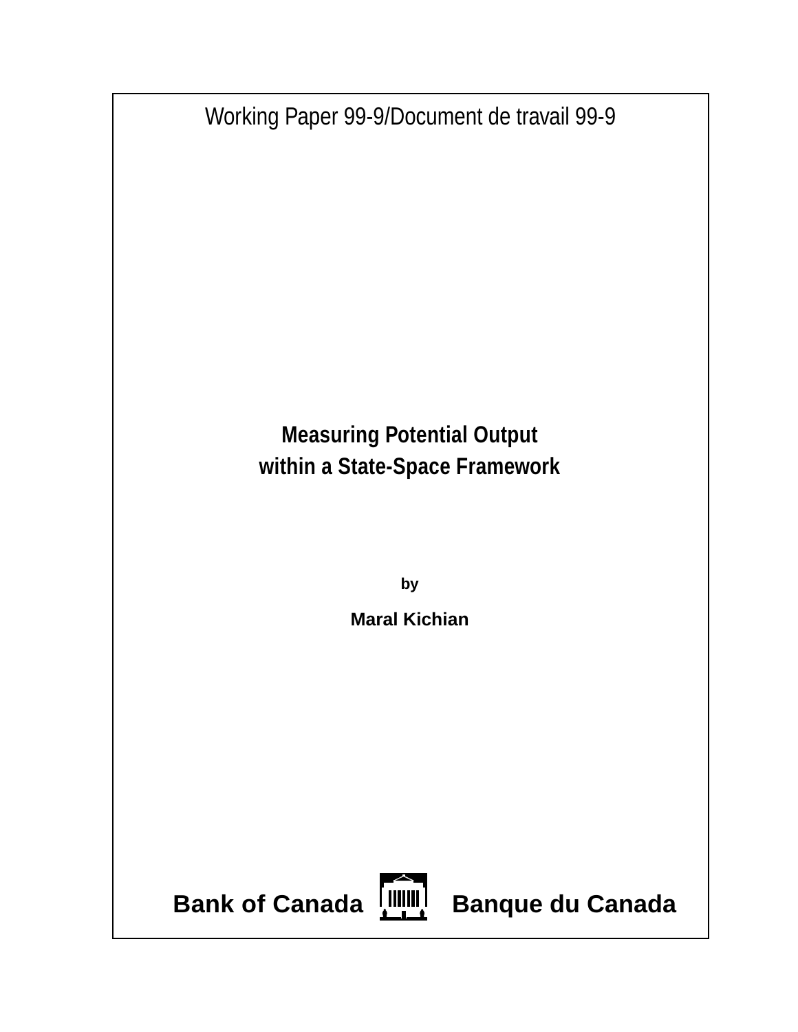Working Paper 99-9/Document de travail 99-9

# Measuring Potential Output within a State-Space Framework

by

**Maral Kichian**

**Bank of Canada** **Banque du Canada**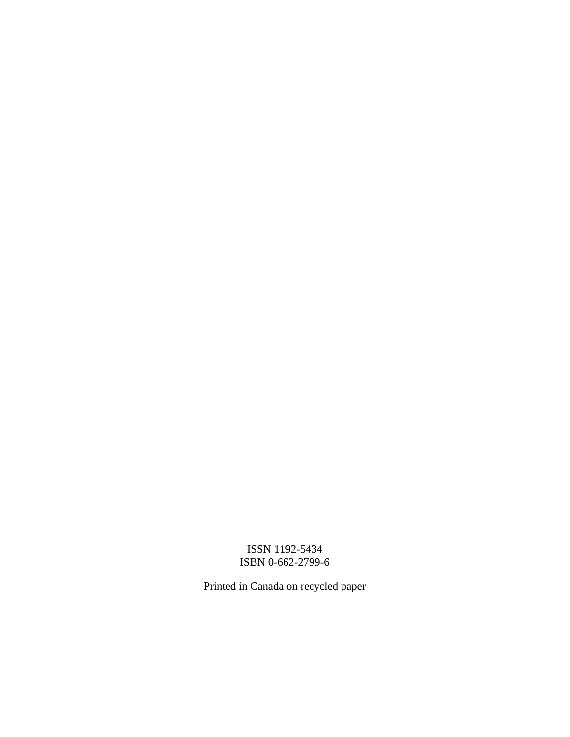ISSN 1192-5434
ISBN 0-662-2799-6

Printed in Canada on recycled paper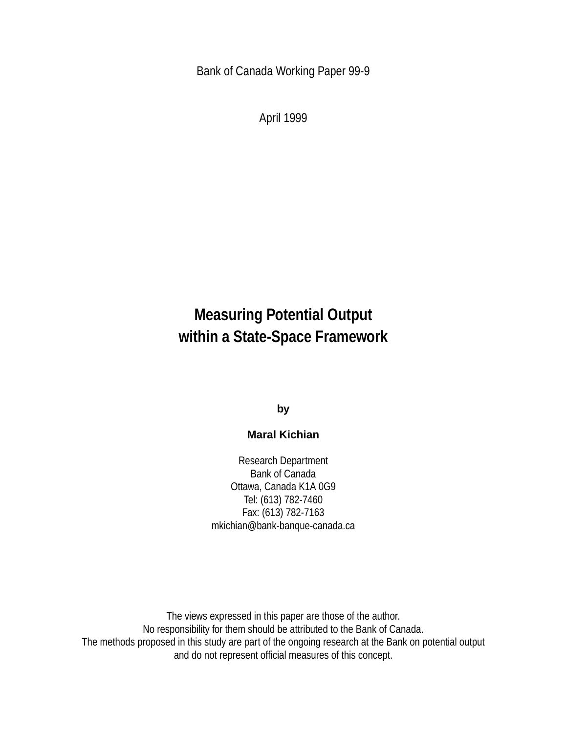Bank of Canada Working Paper 99-9

April 1999

# Measuring Potential Output within a State-Space Framework

**by**

**Maral Kichian**

Research Department
Bank of Canada
Ottawa, Canada K1A 0G9
Tel: (613) 782-7460
Fax: (613) 782-7163
mkichian@bank-banque-canada.ca

The views expressed in this paper are those of the author.
No responsibility for them should be attributed to the Bank of Canada.
The methods proposed in this study are part of the ongoing research at the Bank on potential output and do not represent official measures of this concept.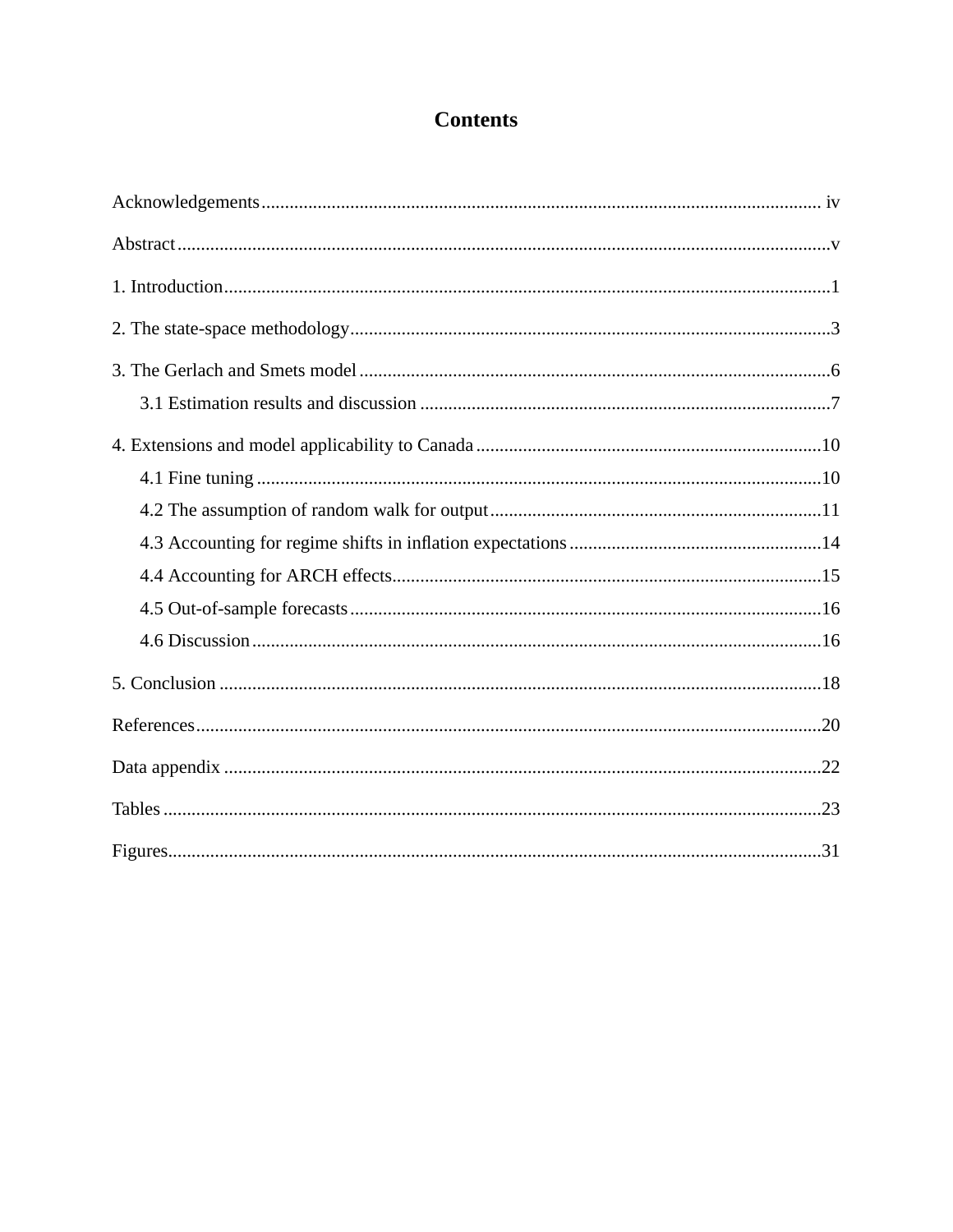# Contents

Acknowledgements........................................................................................................................ iv

Abstract...........................................................................................................................................v

1. Introduction.................................................................................................................................1

2. The state-space methodology.......................................................................................................3

3. The Gerlach and Smets model.....................................................................................................6

    3.1 Estimation results and discussion........................................................................................7

4. Extensions and model applicability to Canada..........................................................................10

    4.1 Fine tuning.........................................................................................................................10

    4.2 The assumption of random walk for output.......................................................................11

    4.3 Accounting for regime shifts in inflation expectations......................................................14

    4.4 Accounting for ARCH effects............................................................................................15

    4.5 Out-of-sample forecasts.....................................................................................................16

    4.6 Discussion..........................................................................................................................16

5. Conclusion.................................................................................................................................18

References.....................................................................................................................................20

Data appendix...............................................................................................................................22

Tables............................................................................................................................................23

Figures...........................................................................................................................................31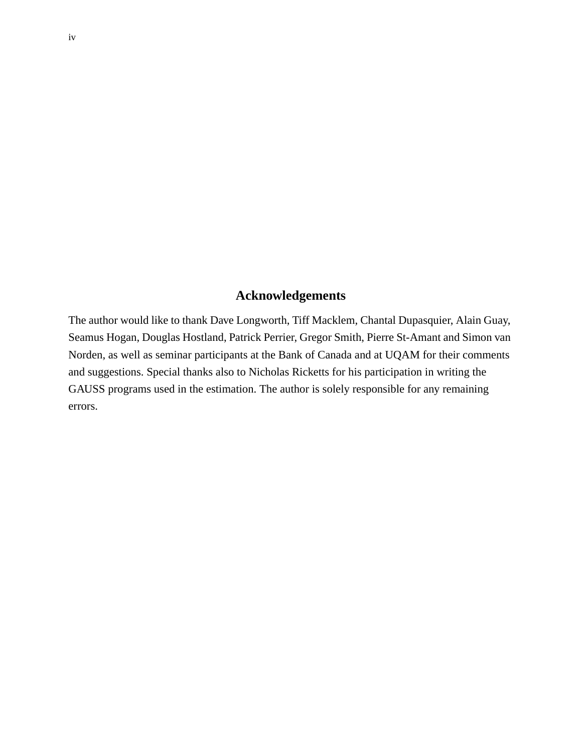## Acknowledgements

The author would like to thank Dave Longworth, Tiff Macklem, Chantal Dupasquier, Alain Guay, Seamus Hogan, Douglas Hostland, Patrick Perrier, Gregor Smith, Pierre St-Amant and Simon van Norden, as well as seminar participants at the Bank of Canada and at UQAM for their comments and suggestions. Special thanks also to Nicholas Ricketts for his participation in writing the GAUSS programs used in the estimation. The author is solely responsible for any remaining errors.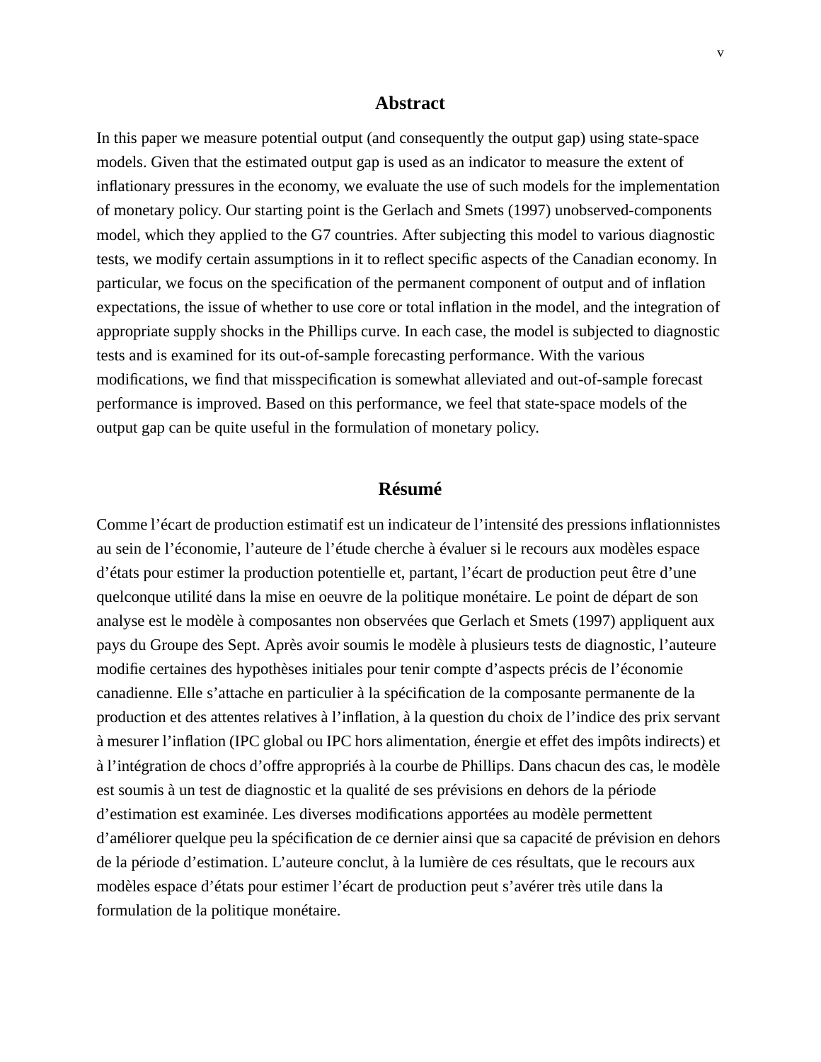## Abstract

In this paper we measure potential output (and consequently the output gap) using state-space models. Given that the estimated output gap is used as an indicator to measure the extent of inflationary pressures in the economy, we evaluate the use of such models for the implementation of monetary policy. Our starting point is the Gerlach and Smets (1997) unobserved-components model, which they applied to the G7 countries. After subjecting this model to various diagnostic tests, we modify certain assumptions in it to reflect specific aspects of the Canadian economy. In particular, we focus on the specification of the permanent component of output and of inflation expectations, the issue of whether to use core or total inflation in the model, and the integration of appropriate supply shocks in the Phillips curve. In each case, the model is subjected to diagnostic tests and is examined for its out-of-sample forecasting performance. With the various modifications, we find that misspecification is somewhat alleviated and out-of-sample forecast performance is improved. Based on this performance, we feel that state-space models of the output gap can be quite useful in the formulation of monetary policy.

## Résumé

Comme l'écart de production estimatif est un indicateur de l'intensité des pressions inflationnistes au sein de l'économie, l'auteure de l'étude cherche à évaluer si le recours aux modèles espace d'états pour estimer la production potentielle et, partant, l'écart de production peut être d'une quelconque utilité dans la mise en oeuvre de la politique monétaire. Le point de départ de son analyse est le modèle à composantes non observées que Gerlach et Smets (1997) appliquent aux pays du Groupe des Sept. Après avoir soumis le modèle à plusieurs tests de diagnostic, l'auteure modifie certaines des hypothèses initiales pour tenir compte d'aspects précis de l'économie canadienne. Elle s'attache en particulier à la spécification de la composante permanente de la production et des attentes relatives à l'inflation, à la question du choix de l'indice des prix servant à mesurer l'inflation (IPC global ou IPC hors alimentation, énergie et effet des impôts indirects) et à l'intégration de chocs d'offre appropriés à la courbe de Phillips. Dans chacun des cas, le modèle est soumis à un test de diagnostic et la qualité de ses prévisions en dehors de la période d'estimation est examinée. Les diverses modifications apportées au modèle permettent d'améliorer quelque peu la spécification de ce dernier ainsi que sa capacité de prévision en dehors de la période d'estimation. L'auteure conclut, à la lumière de ces résultats, que le recours aux modèles espace d'états pour estimer l'écart de production peut s'avérer très utile dans la formulation de la politique monétaire.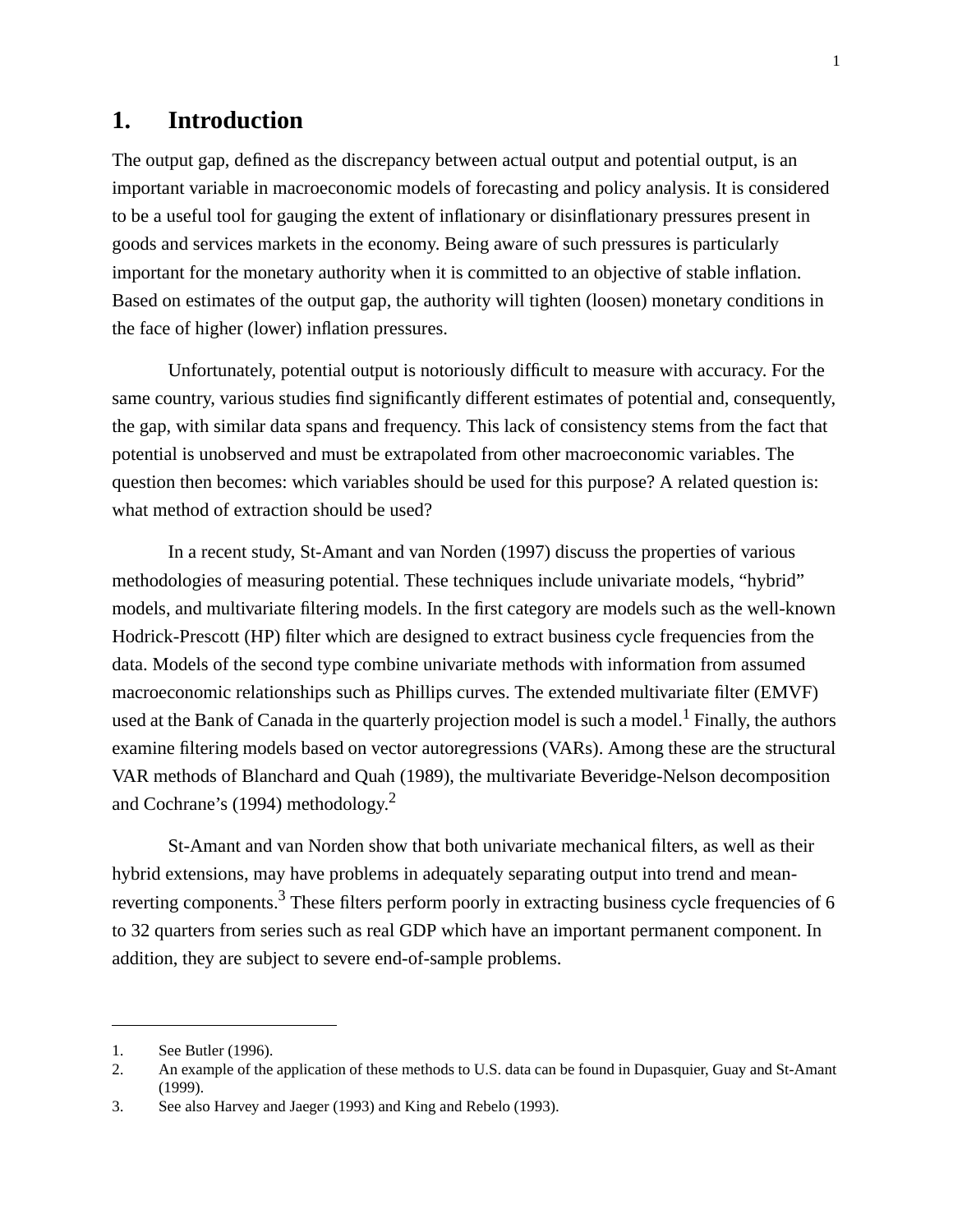# 1. Introduction

The output gap, defined as the discrepancy between actual output and potential output, is an important variable in macroeconomic models of forecasting and policy analysis. It is considered to be a useful tool for gauging the extent of inflationary or disinflationary pressures present in goods and services markets in the economy. Being aware of such pressures is particularly important for the monetary authority when it is committed to an objective of stable inflation. Based on estimates of the output gap, the authority will tighten (loosen) monetary conditions in the face of higher (lower) inflation pressures.

Unfortunately, potential output is notoriously difficult to measure with accuracy. For the same country, various studies find significantly different estimates of potential and, consequently, the gap, with similar data spans and frequency. This lack of consistency stems from the fact that potential is unobserved and must be extrapolated from other macroeconomic variables. The question then becomes: which variables should be used for this purpose? A related question is: what method of extraction should be used?

In a recent study, St-Amant and van Norden (1997) discuss the properties of various methodologies of measuring potential. These techniques include univariate models, "hybrid" models, and multivariate filtering models. In the first category are models such as the well-known Hodrick-Prescott (HP) filter which are designed to extract business cycle frequencies from the data. Models of the second type combine univariate methods with information from assumed macroeconomic relationships such as Phillips curves. The extended multivariate filter (EMVF) used at the Bank of Canada in the quarterly projection model is such a model.[1] Finally, the authors examine filtering models based on vector autoregressions (VARs). Among these are the structural VAR methods of Blanchard and Quah (1989), the multivariate Beveridge-Nelson decomposition and Cochrane's (1994) methodology.[2]

St-Amant and van Norden show that both univariate mechanical filters, as well as their hybrid extensions, may have problems in adequately separating output into trend and mean-reverting components.[3] These filters perform poorly in extracting business cycle frequencies of 6 to 32 quarters from series such as real GDP which have an important permanent component. In addition, they are subject to severe end-of-sample problems.

---

1. See Butler (1996).
2. An example of the application of these methods to U.S. data can be found in Dupasquier, Guay and St-Amant (1999).
3. See also Harvey and Jaeger (1993) and King and Rebelo (1993).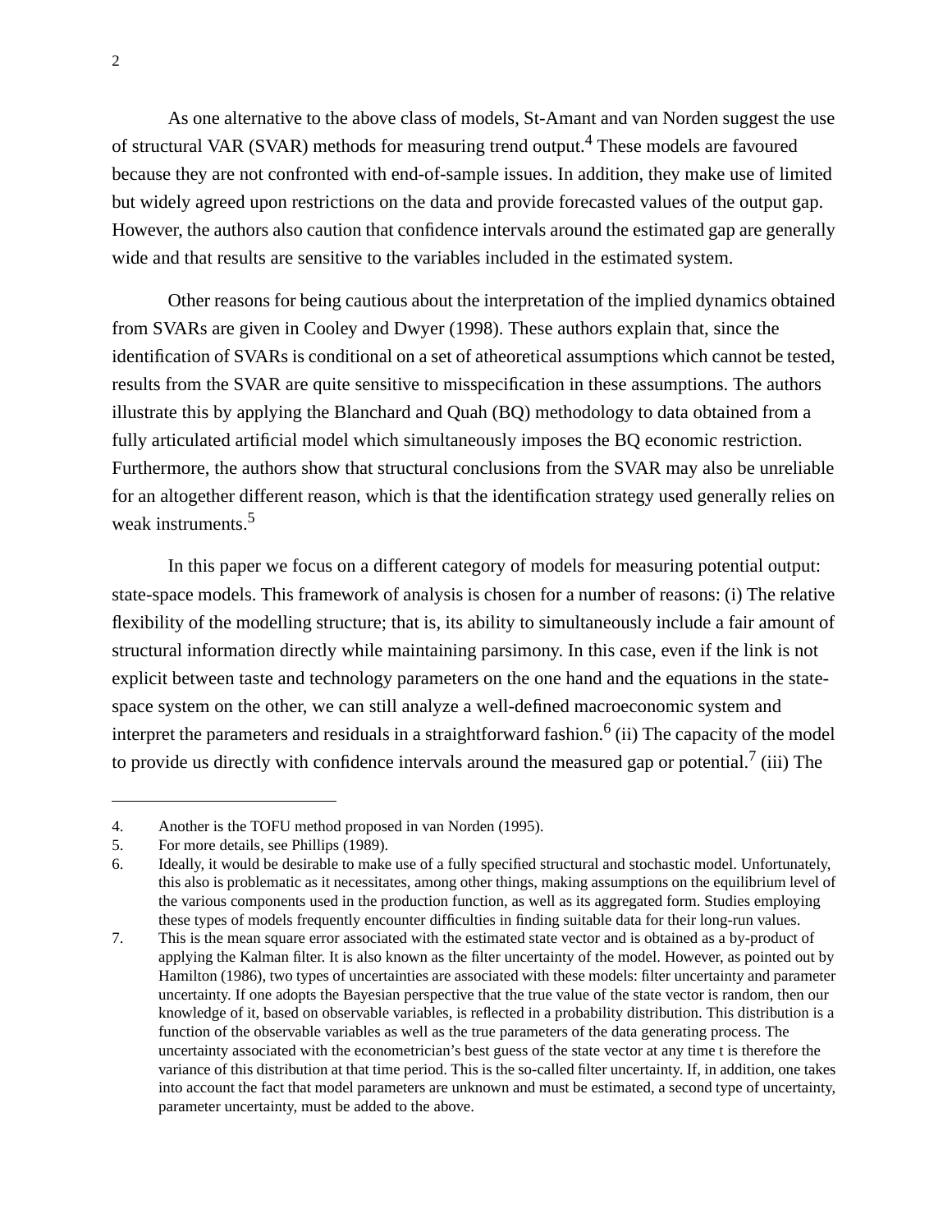As one alternative to the above class of models, St-Amant and van Norden suggest the use of structural VAR (SVAR) methods for measuring trend output.[4] These models are favoured because they are not confronted with end-of-sample issues. In addition, they make use of limited but widely agreed upon restrictions on the data and provide forecasted values of the output gap. However, the authors also caution that confidence intervals around the estimated gap are generally wide and that results are sensitive to the variables included in the estimated system.

Other reasons for being cautious about the interpretation of the implied dynamics obtained from SVARs are given in Cooley and Dwyer (1998). These authors explain that, since the identification of SVARs is conditional on a set of atheoretical assumptions which cannot be tested, results from the SVAR are quite sensitive to misspecification in these assumptions. The authors illustrate this by applying the Blanchard and Quah (BQ) methodology to data obtained from a fully articulated artificial model which simultaneously imposes the BQ economic restriction. Furthermore, the authors show that structural conclusions from the SVAR may also be unreliable for an altogether different reason, which is that the identification strategy used generally relies on weak instruments.[5]

In this paper we focus on a different category of models for measuring potential output: state-space models. This framework of analysis is chosen for a number of reasons: (i) The relative flexibility of the modelling structure; that is, its ability to simultaneously include a fair amount of structural information directly while maintaining parsimony. In this case, even if the link is not explicit between taste and technology parameters on the one hand and the equations in the state-space system on the other, we can still analyze a well-defined macroeconomic system and interpret the parameters and residuals in a straightforward fashion.[6] (ii) The capacity of the model to provide us directly with confidence intervals around the measured gap or potential.[7] (iii) The

---

4. Another is the TOFU method proposed in van Norden (1995).
5. For more details, see Phillips (1989).
6. Ideally, it would be desirable to make use of a fully specified structural and stochastic model. Unfortunately, this also is problematic as it necessitates, among other things, making assumptions on the equilibrium level of the various components used in the production function, as well as its aggregated form. Studies employing these types of models frequently encounter difficulties in finding suitable data for their long-run values.
7. This is the mean square error associated with the estimated state vector and is obtained as a by-product of applying the Kalman filter. It is also known as the filter uncertainty of the model. However, as pointed out by Hamilton (1986), two types of uncertainties are associated with these models: filter uncertainty and parameter uncertainty. If one adopts the Bayesian perspective that the true value of the state vector is random, then our knowledge of it, based on observable variables, is reflected in a probability distribution. This distribution is a function of the observable variables as well as the true parameters of the data generating process. The uncertainty associated with the econometrician's best guess of the state vector at any time t is therefore the variance of this distribution at that time period. This is the so-called filter uncertainty. If, in addition, one takes into account the fact that model parameters are unknown and must be estimated, a second type of uncertainty, parameter uncertainty, must be added to the above.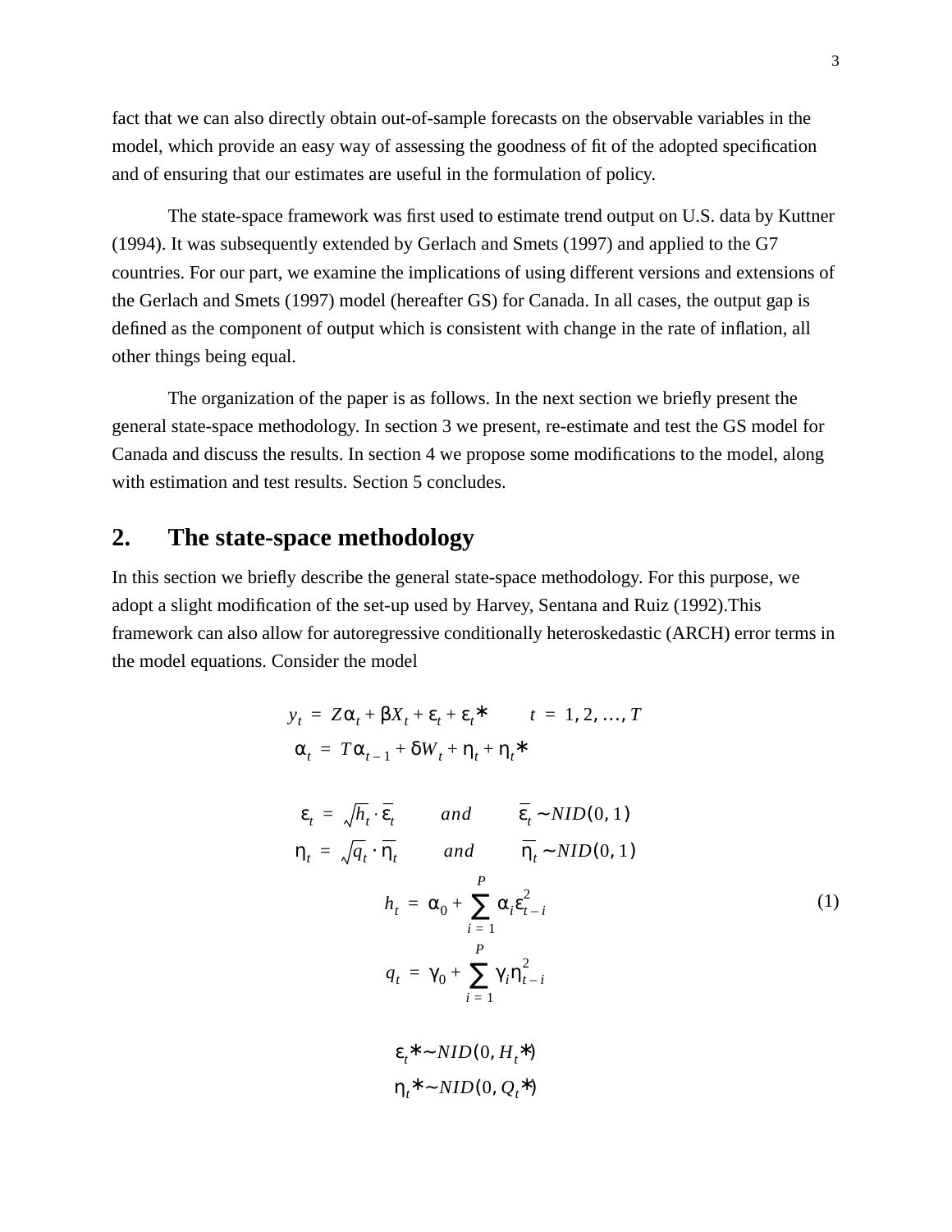fact that we can also directly obtain out-of-sample forecasts on the observable variables in the model, which provide an easy way of assessing the goodness of fit of the adopted specification and of ensuring that our estimates are useful in the formulation of policy.

The state-space framework was first used to estimate trend output on U.S. data by Kuttner (1994). It was subsequently extended by Gerlach and Smets (1997) and applied to the G7 countries. For our part, we examine the implications of using different versions and extensions of the Gerlach and Smets (1997) model (hereafter GS) for Canada. In all cases, the output gap is defined as the component of output which is consistent with change in the rate of inflation, all other things being equal.

The organization of the paper is as follows. In the next section we briefly present the general state-space methodology. In section 3 we present, re-estimate and test the GS model for Canada and discuss the results. In section 4 we propose some modifications to the model, along with estimation and test results. Section 5 concludes.

## 2. The state-space methodology

In this section we briefly describe the general state-space methodology. For this purpose, we adopt a slight modification of the set-up used by Harvey, Sentana and Ruiz (1992).This framework can also allow for autoregressive conditionally heteroskedastic (ARCH) error terms in the model equations. Consider the model

$$
\begin{aligned}
y_t &= Z\alpha_t + \beta X_t + \varepsilon_t + \varepsilon_t^* \qquad t = 1, 2, \dots, T \\
\alpha_t &= T\alpha_{t-1} + \delta W_t + \eta_t + \eta_t^* \\
\\
\varepsilon_t &= \sqrt{h_t} \cdot \bar{\varepsilon}_t \qquad and \qquad \bar{\varepsilon}_t \sim NID(0, 1) \\
\eta_t &= \sqrt{q_t} \cdot \bar{\eta}_t \qquad and \qquad \bar{\eta}_t \sim NID(0, 1) \\
h_t &= \alpha_0 + \sum_{i=1}^{P} \alpha_i \varepsilon_{t-i}^2 \\
q_t &= \gamma_0 + \sum_{i=1}^{P} \gamma_i \eta_{t-i}^2 \\
\\
\varepsilon_t^* &\sim NID(0, H_t^*) \\
\eta_t^* &\sim NID(0, Q_t^*)
\end{aligned}
\tag{1}
$$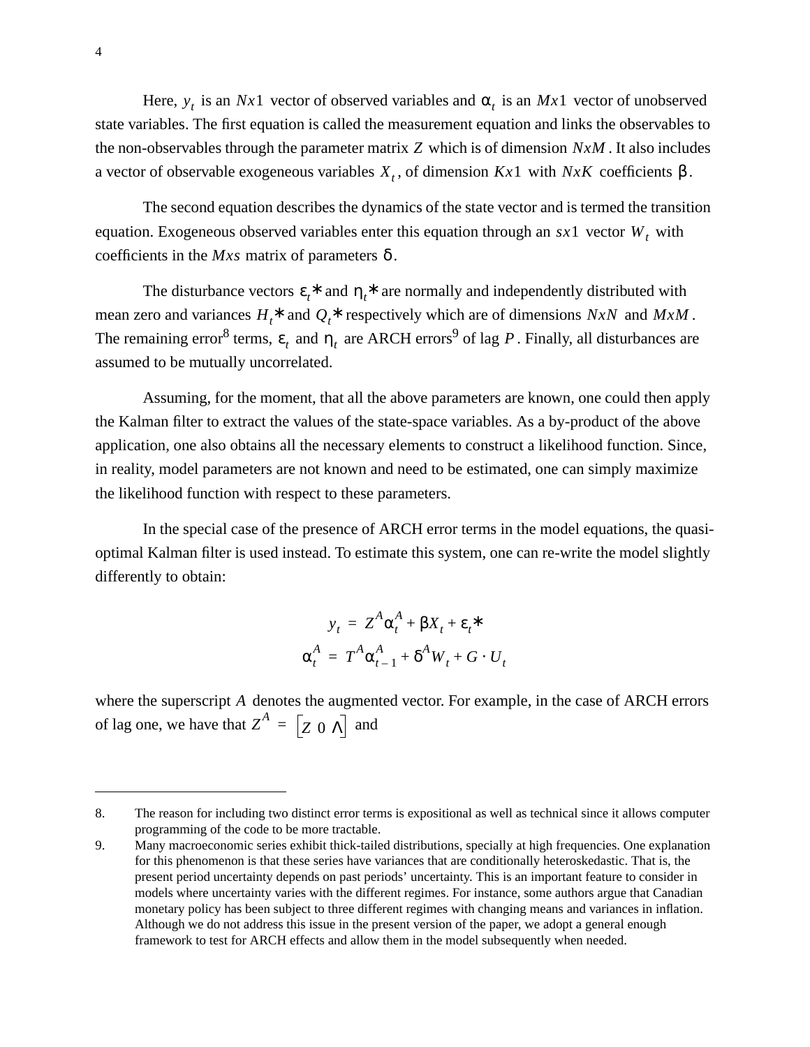Here, $y_t$ is an $Nx1$ vector of observed variables and $\alpha_t$ is an $Mx1$ vector of unobserved state variables. The first equation is called the measurement equation and links the observables to the non-observables through the parameter matrix $Z$ which is of dimension $NxM$. It also includes a vector of observable exogeneous variables $X_t$, of dimension $Kx1$ with $NxK$ coefficients $\beta$.

The second equation describes the dynamics of the state vector and is termed the transition equation. Exogeneous observed variables enter this equation through an $sx1$ vector $W_t$ with coefficients in the $Mxs$ matrix of parameters $\delta$.

The disturbance vectors $\varepsilon_t*$ and $\eta_t*$ are normally and independently distributed with mean zero and variances $H_t*$ and $Q_t*$ respectively which are of dimensions $NxN$ and $MxM$. The remaining error[8] terms, $\varepsilon_t$ and $\eta_t$ are ARCH errors[9] of lag $P$. Finally, all disturbances are assumed to be mutually uncorrelated.

Assuming, for the moment, that all the above parameters are known, one could then apply the Kalman filter to extract the values of the state-space variables. As a by-product of the above application, one also obtains all the necessary elements to construct a likelihood function. Since, in reality, model parameters are not known and need to be estimated, one can simply maximize the likelihood function with respect to these parameters.

In the special case of the presence of ARCH error terms in the model equations, the quasi-optimal Kalman filter is used instead. To estimate this system, one can re-write the model slightly differently to obtain:

$$y_t = Z^A \alpha_t^A + \beta X_t + \varepsilon_t*$$

$$\alpha_t^A = T^A \alpha_{t-1}^A + \delta^A W_t + G \cdot U_t$$

where the superscript $A$ denotes the augmented vector. For example, in the case of ARCH errors of lag one, we have that $Z^A = \begin{bmatrix} Z & 0 & \Lambda \end{bmatrix}$ and

---

8. The reason for including two distinct error terms is expositional as well as technical since it allows computer programming of the code to be more tractable.

9. Many macroeconomic series exhibit thick-tailed distributions, specially at high frequencies. One explanation for this phenomenon is that these series have variances that are conditionally heteroskedastic. That is, the present period uncertainty depends on past periods' uncertainty. This is an important feature to consider in models where uncertainty varies with the different regimes. For instance, some authors argue that Canadian monetary policy has been subject to three different regimes with changing means and variances in inflation. Although we do not address this issue in the present version of the paper, we adopt a general enough framework to test for ARCH effects and allow them in the model subsequently when needed.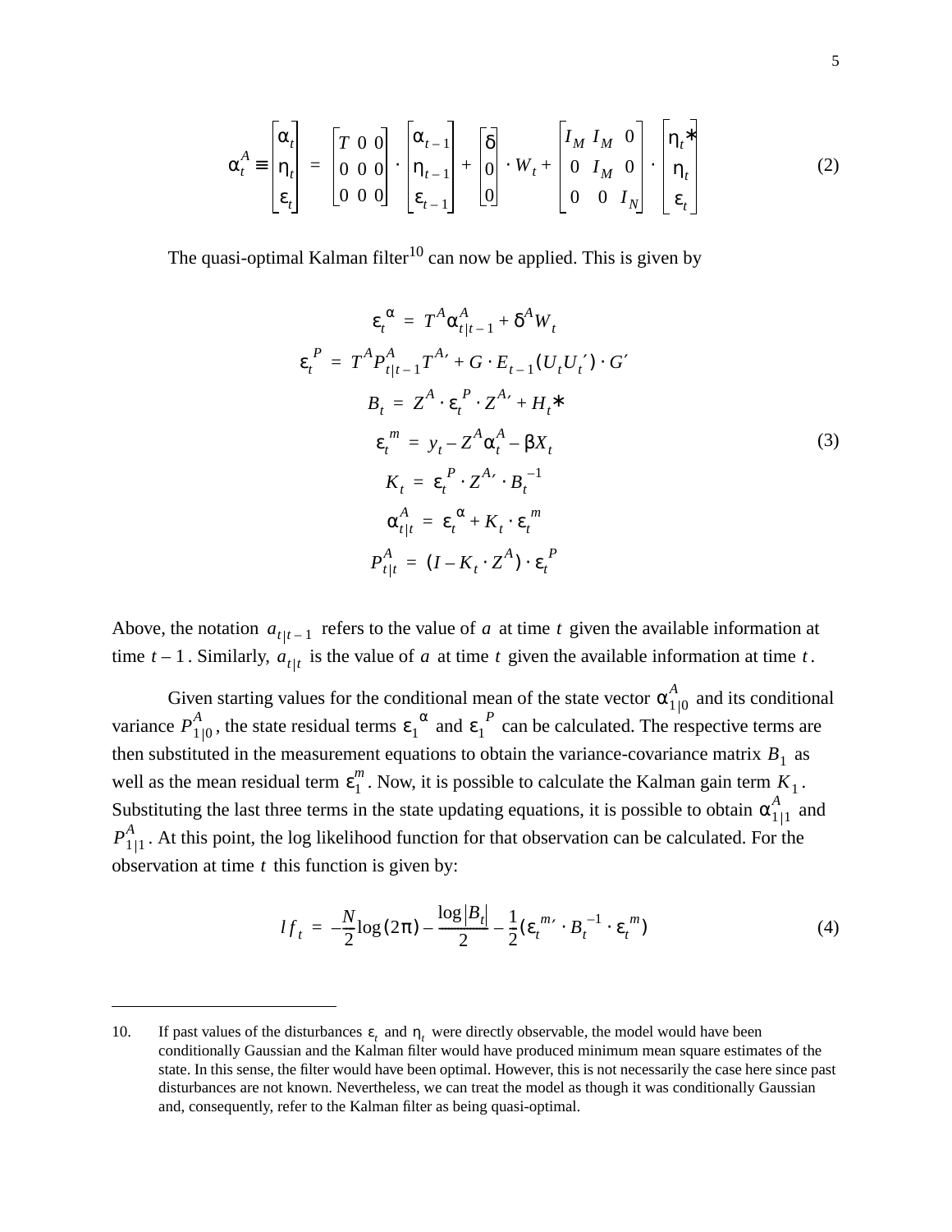$$\alpha_t^A \equiv \begin{bmatrix} \alpha_t \\ \eta_t \\ \varepsilon_t \end{bmatrix} = \begin{bmatrix} T & 0 & 0 \\ 0 & 0 & 0 \\ 0 & 0 & 0 \end{bmatrix} \cdot \begin{bmatrix} \alpha_{t-1} \\ \eta_{t-1} \\ \varepsilon_{t-1} \end{bmatrix} + \begin{bmatrix} \delta \\ 0 \\ 0 \end{bmatrix} \cdot W_t + \begin{bmatrix} I_M & I_M & 0 \\ 0 & I_M & 0 \\ 0 & 0 & I_N \end{bmatrix} \cdot \begin{bmatrix} \eta_t * \\ \eta_t \\ \varepsilon_t \end{bmatrix} \tag{2}$$

The quasi-optimal Kalman filter[10] can now be applied. This is given by

$$\begin{aligned}
\varepsilon_t^{\alpha} &= T^A \alpha_{t|t-1}^A + \delta^A W_t \\
\varepsilon_t^{P} &= T^A P_{t|t-1}^A T^{A\prime} + G \cdot E_{t-1}(U_t U_t{}') \cdot G' \\
B_t &= Z^A \cdot \varepsilon_t^{P} \cdot Z^{A\prime} + H_t * \\
\varepsilon_t^{m} &= y_t - Z^A \alpha_t^A - \beta X_t \\
K_t &= \varepsilon_t^{P} \cdot Z^{A\prime} \cdot B_t^{-1} \\
\alpha_{t|t}^A &= \varepsilon_t^{\alpha} + K_t \cdot \varepsilon_t^{m} \\
P_{t|t}^A &= (I - K_t \cdot Z^A) \cdot \varepsilon_t^{P}
\end{aligned} \tag{3}$$

Above, the notation $a_{t|t-1}$ refers to the value of $a$ at time $t$ given the available information at time $t-1$. Similarly, $a_{t|t}$ is the value of $a$ at time $t$ given the available information at time $t$.

Given starting values for the conditional mean of the state vector $\alpha_{1|0}^A$ and its conditional variance $P_{1|0}^A$, the state residual terms $\varepsilon_1^{\alpha}$ and $\varepsilon_1^{P}$ can be calculated. The respective terms are then substituted in the measurement equations to obtain the variance-covariance matrix $B_1$ as well as the mean residual term $\varepsilon_1^m$. Now, it is possible to calculate the Kalman gain term $K_1$. Substituting the last three terms in the state updating equations, it is possible to obtain $\alpha_{1|1}^A$ and $P_{1|1}^A$. At this point, the log likelihood function for that observation can be calculated. For the observation at time $t$ this function is given by:

$$lf_t = -\frac{N}{2}\log(2\pi) - \frac{\log|B_t|}{2} - \frac{1}{2}(\varepsilon_t^{m\prime} \cdot B_t^{-1} \cdot \varepsilon_t^{m}) \tag{4}$$

---

10. If past values of the disturbances $\varepsilon_t$ and $\eta_t$ were directly observable, the model would have been conditionally Gaussian and the Kalman filter would have produced minimum mean square estimates of the state. In this sense, the filter would have been optimal. However, this is not necessarily the case here since past disturbances are not known. Nevertheless, we can treat the model as though it was conditionally Gaussian and, consequently, refer to the Kalman filter as being quasi-optimal.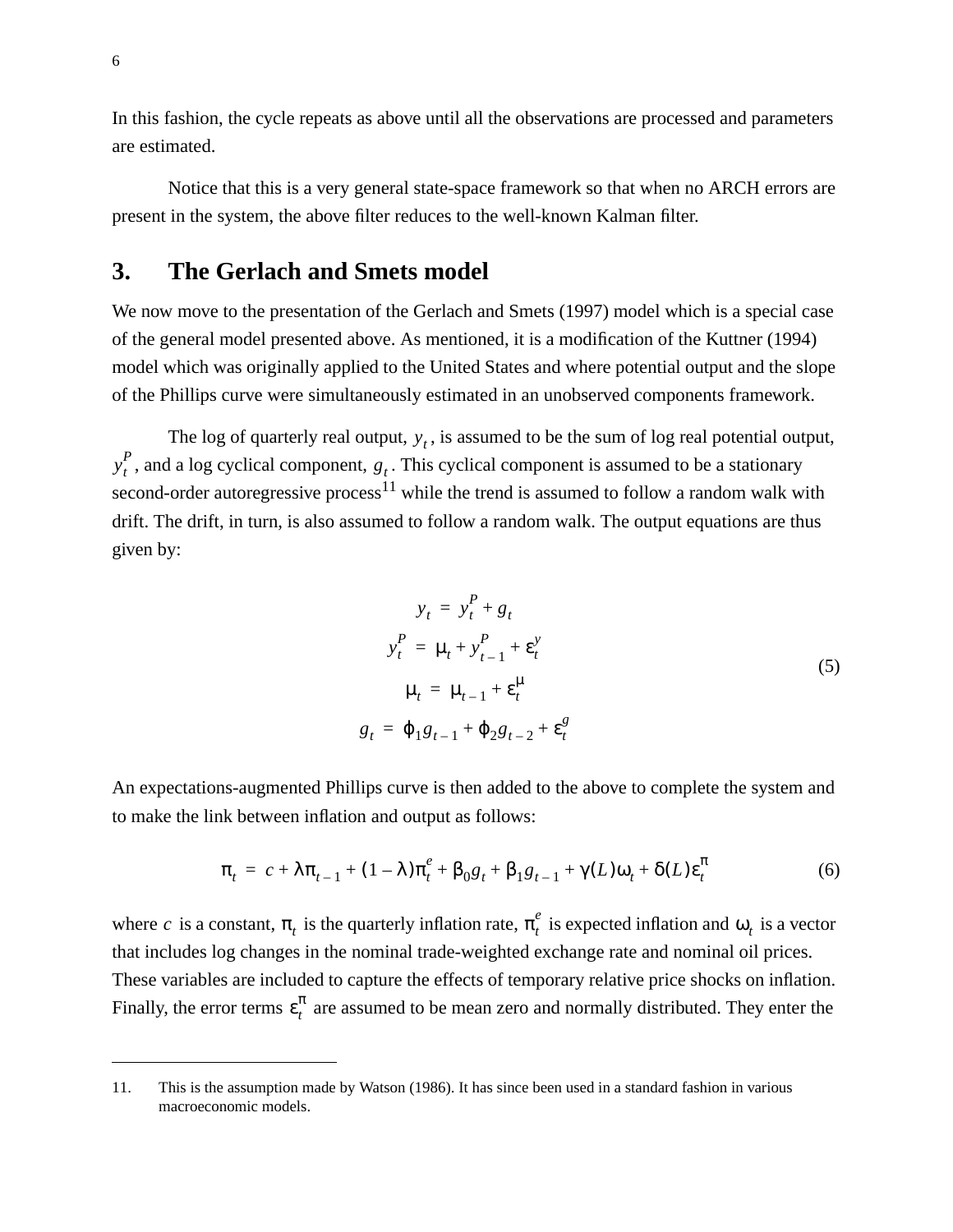In this fashion, the cycle repeats as above until all the observations are processed and parameters are estimated.

Notice that this is a very general state-space framework so that when no ARCH errors are present in the system, the above filter reduces to the well-known Kalman filter.

## 3. The Gerlach and Smets model

We now move to the presentation of the Gerlach and Smets (1997) model which is a special case of the general model presented above. As mentioned, it is a modification of the Kuttner (1994) model which was originally applied to the United States and where potential output and the slope of the Phillips curve were simultaneously estimated in an unobserved components framework.

The log of quarterly real output, $y_t$, is assumed to be the sum of log real potential output, $y_t^P$, and a log cyclical component, $g_t$. This cyclical component is assumed to be a stationary second-order autoregressive process[11] while the trend is assumed to follow a random walk with drift. The drift, in turn, is also assumed to follow a random walk. The output equations are thus given by:

$$
\begin{aligned}
y_t &= y_t^P + g_t \\
y_t^P &= \mu_t + y_{t-1}^P + \varepsilon_t^y \\
\mu_t &= \mu_{t-1} + \varepsilon_t^\mu \\
g_t &= \phi_1 g_{t-1} + \phi_2 g_{t-2} + \varepsilon_t^g
\end{aligned}
\tag{5}
$$

An expectations-augmented Phillips curve is then added to the above to complete the system and to make the link between inflation and output as follows:

$$
\pi_t = c + \lambda \pi_{t-1} + (1-\lambda)\pi_t^e + \beta_0 g_t + \beta_1 g_{t-1} + \gamma(L)\omega_t + \delta(L)\varepsilon_t^\pi \tag{6}
$$

where $c$ is a constant, $\pi_t$ is the quarterly inflation rate, $\pi_t^e$ is expected inflation and $\omega_t$ is a vector that includes log changes in the nominal trade-weighted exchange rate and nominal oil prices. These variables are included to capture the effects of temporary relative price shocks on inflation. Finally, the error terms $\varepsilon_t^\pi$ are assumed to be mean zero and normally distributed. They enter the

---

11. This is the assumption made by Watson (1986). It has since been used in a standard fashion in various macroeconomic models.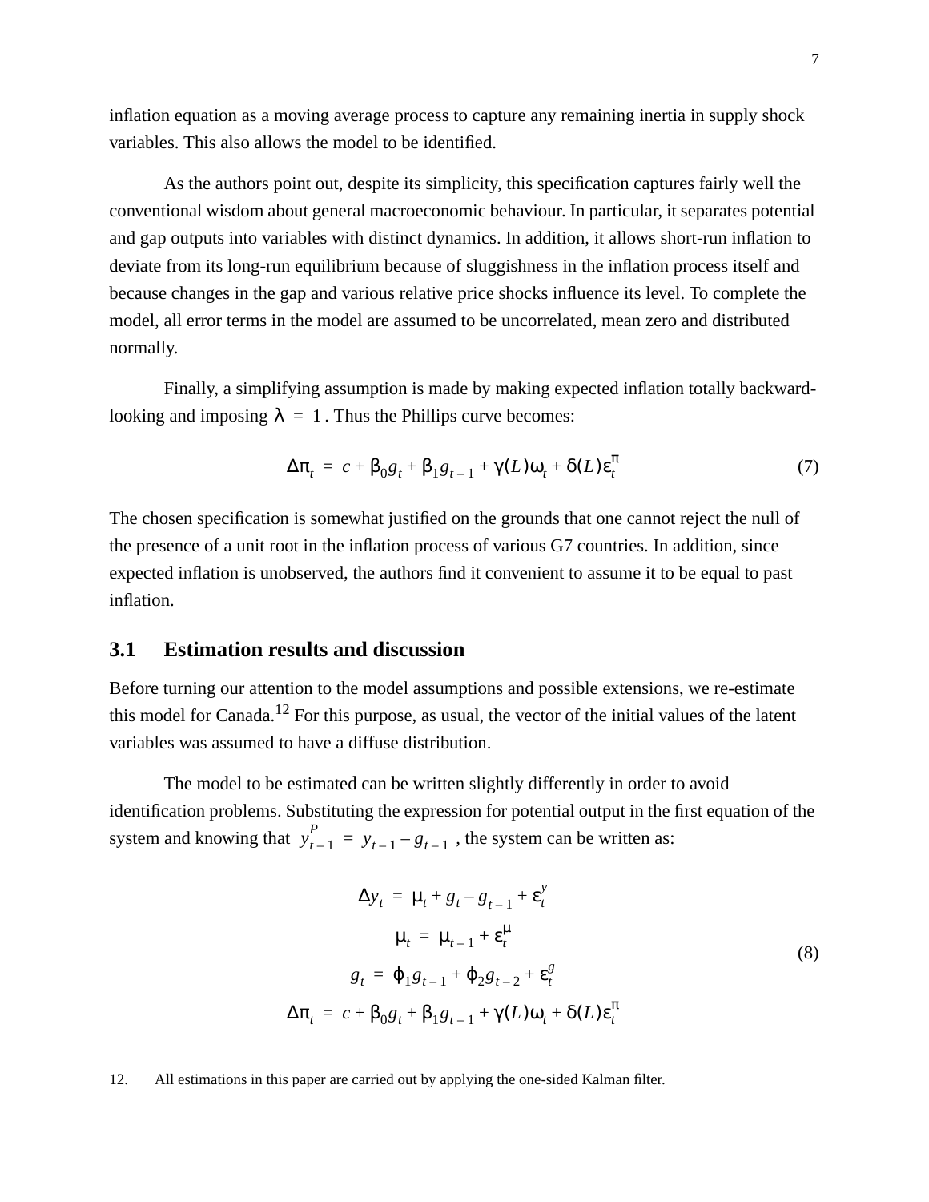inflation equation as a moving average process to capture any remaining inertia in supply shock variables. This also allows the model to be identified.

As the authors point out, despite its simplicity, this specification captures fairly well the conventional wisdom about general macroeconomic behaviour. In particular, it separates potential and gap outputs into variables with distinct dynamics. In addition, it allows short-run inflation to deviate from its long-run equilibrium because of sluggishness in the inflation process itself and because changes in the gap and various relative price shocks influence its level. To complete the model, all error terms in the model are assumed to be uncorrelated, mean zero and distributed normally.

Finally, a simplifying assumption is made by making expected inflation totally backward-looking and imposing $\lambda = 1$. Thus the Phillips curve becomes:

$$\Delta\pi_t = c + \beta_0 g_t + \beta_1 g_{t-1} + \gamma(L)\omega_t + \delta(L)\varepsilon_t^{\pi} \tag{7}$$

The chosen specification is somewhat justified on the grounds that one cannot reject the null of the presence of a unit root in the inflation process of various G7 countries. In addition, since expected inflation is unobserved, the authors find it convenient to assume it to be equal to past inflation.

## 3.1 Estimation results and discussion

Before turning our attention to the model assumptions and possible extensions, we re-estimate this model for Canada.[12] For this purpose, as usual, the vector of the initial values of the latent variables was assumed to have a diffuse distribution.

The model to be estimated can be written slightly differently in order to avoid identification problems. Substituting the expression for potential output in the first equation of the system and knowing that $y_{t-1}^P = y_{t-1} - g_{t-1}$, the system can be written as:

$$\begin{aligned}
\Delta y_t &= \mu_t + g_t - g_{t-1} + \varepsilon_t^y \\
\mu_t &= \mu_{t-1} + \varepsilon_t^{\mu} \\
g_t &= \phi_1 g_{t-1} + \phi_2 g_{t-2} + \varepsilon_t^g \\
\Delta\pi_t &= c + \beta_0 g_t + \beta_1 g_{t-1} + \gamma(L)\omega_t + \delta(L)\varepsilon_t^{\pi}
\end{aligned} \tag{8}$$

---

12. All estimations in this paper are carried out by applying the one-sided Kalman filter.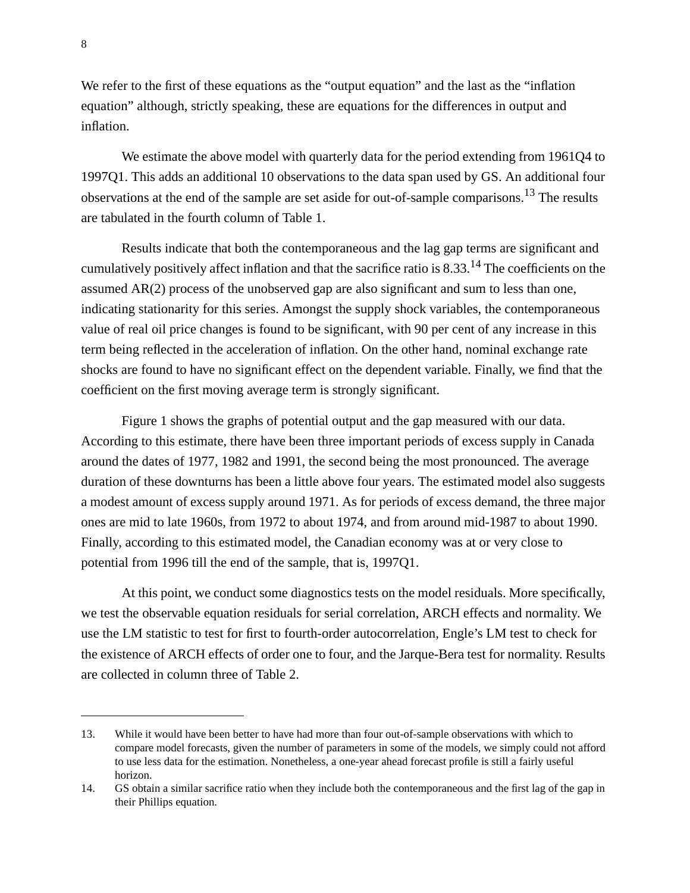We refer to the first of these equations as the “output equation” and the last as the “inflation equation” although, strictly speaking, these are equations for the differences in output and inflation.

We estimate the above model with quarterly data for the period extending from 1961Q4 to 1997Q1. This adds an additional 10 observations to the data span used by GS. An additional four observations at the end of the sample are set aside for out-of-sample comparisons.[13] The results are tabulated in the fourth column of Table 1.

Results indicate that both the contemporaneous and the lag gap terms are significant and cumulatively positively affect inflation and that the sacrifice ratio is 8.33.[14] The coefficients on the assumed AR(2) process of the unobserved gap are also significant and sum to less than one, indicating stationarity for this series. Amongst the supply shock variables, the contemporaneous value of real oil price changes is found to be significant, with 90 per cent of any increase in this term being reflected in the acceleration of inflation. On the other hand, nominal exchange rate shocks are found to have no significant effect on the dependent variable. Finally, we find that the coefficient on the first moving average term is strongly significant.

Figure 1 shows the graphs of potential output and the gap measured with our data. According to this estimate, there have been three important periods of excess supply in Canada around the dates of 1977, 1982 and 1991, the second being the most pronounced. The average duration of these downturns has been a little above four years. The estimated model also suggests a modest amount of excess supply around 1971. As for periods of excess demand, the three major ones are mid to late 1960s, from 1972 to about 1974, and from around mid-1987 to about 1990. Finally, according to this estimated model, the Canadian economy was at or very close to potential from 1996 till the end of the sample, that is, 1997Q1.

At this point, we conduct some diagnostics tests on the model residuals. More specifically, we test the observable equation residuals for serial correlation, ARCH effects and normality. We use the LM statistic to test for first to fourth-order autocorrelation, Engle’s LM test to check for the existence of ARCH effects of order one to four, and the Jarque-Bera test for normality. Results are collected in column three of Table 2.

---

13. While it would have been better to have had more than four out-of-sample observations with which to compare model forecasts, given the number of parameters in some of the models, we simply could not afford to use less data for the estimation. Nonetheless, a one-year ahead forecast profile is still a fairly useful horizon.

14. GS obtain a similar sacrifice ratio when they include both the contemporaneous and the first lag of the gap in their Phillips equation.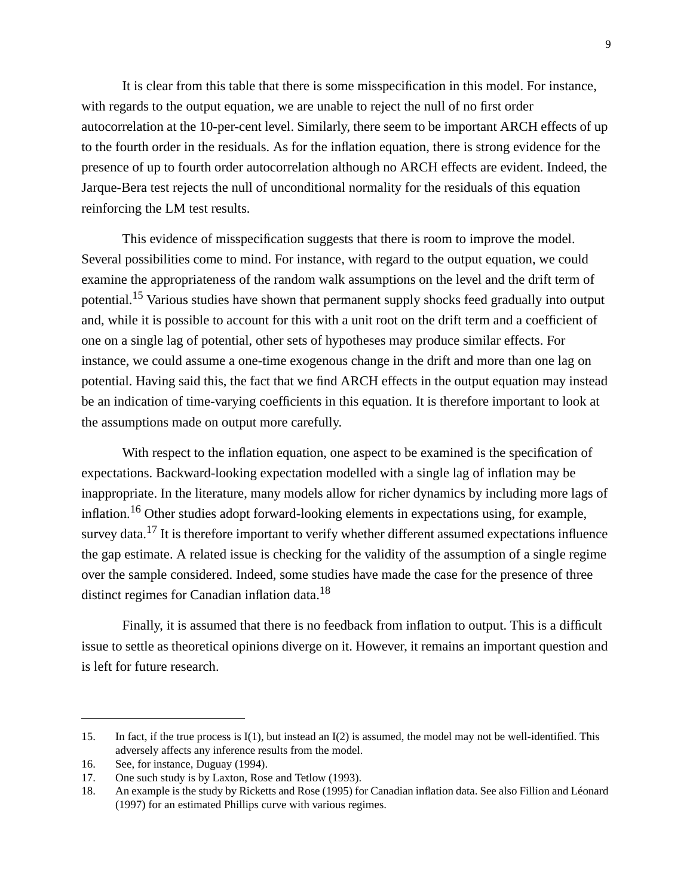It is clear from this table that there is some misspecification in this model. For instance, with regards to the output equation, we are unable to reject the null of no first order autocorrelation at the 10-per-cent level. Similarly, there seem to be important ARCH effects of up to the fourth order in the residuals. As for the inflation equation, there is strong evidence for the presence of up to fourth order autocorrelation although no ARCH effects are evident. Indeed, the Jarque-Bera test rejects the null of unconditional normality for the residuals of this equation reinforcing the LM test results.

This evidence of misspecification suggests that there is room to improve the model. Several possibilities come to mind. For instance, with regard to the output equation, we could examine the appropriateness of the random walk assumptions on the level and the drift term of potential.[15] Various studies have shown that permanent supply shocks feed gradually into output and, while it is possible to account for this with a unit root on the drift term and a coefficient of one on a single lag of potential, other sets of hypotheses may produce similar effects. For instance, we could assume a one-time exogenous change in the drift and more than one lag on potential. Having said this, the fact that we find ARCH effects in the output equation may instead be an indication of time-varying coefficients in this equation. It is therefore important to look at the assumptions made on output more carefully.

With respect to the inflation equation, one aspect to be examined is the specification of expectations. Backward-looking expectation modelled with a single lag of inflation may be inappropriate. In the literature, many models allow for richer dynamics by including more lags of inflation.[16] Other studies adopt forward-looking elements in expectations using, for example, survey data.[17] It is therefore important to verify whether different assumed expectations influence the gap estimate. A related issue is checking for the validity of the assumption of a single regime over the sample considered. Indeed, some studies have made the case for the presence of three distinct regimes for Canadian inflation data.[18]

Finally, it is assumed that there is no feedback from inflation to output. This is a difficult issue to settle as theoretical opinions diverge on it. However, it remains an important question and is left for future research.

---

15. In fact, if the true process is I(1), but instead an I(2) is assumed, the model may not be well-identified. This adversely affects any inference results from the model.
16. See, for instance, Duguay (1994).
17. One such study is by Laxton, Rose and Tetlow (1993).
18. An example is the study by Ricketts and Rose (1995) for Canadian inflation data. See also Fillion and Léonard (1997) for an estimated Phillips curve with various regimes.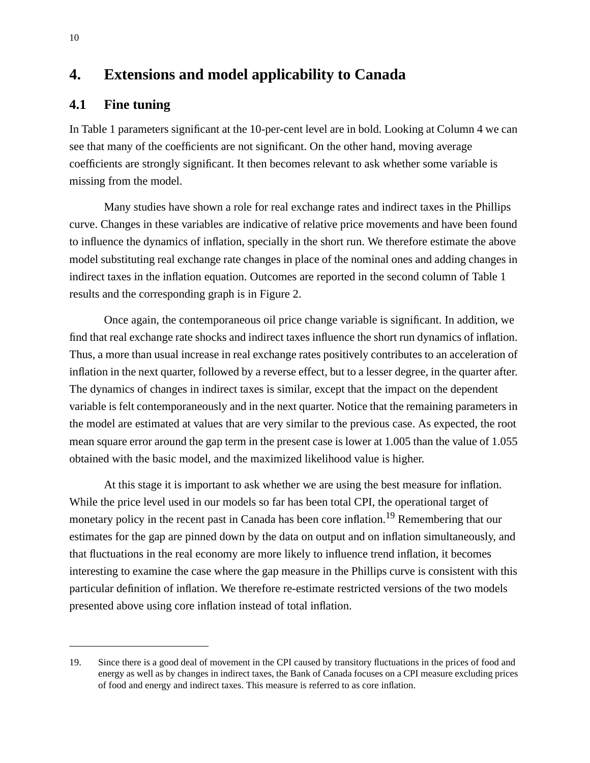## 4. Extensions and model applicability to Canada

### 4.1 Fine tuning

In Table 1 parameters significant at the 10-per-cent level are in bold. Looking at Column 4 we can see that many of the coefficients are not significant. On the other hand, moving average coefficients are strongly significant. It then becomes relevant to ask whether some variable is missing from the model.

Many studies have shown a role for real exchange rates and indirect taxes in the Phillips curve. Changes in these variables are indicative of relative price movements and have been found to influence the dynamics of inflation, specially in the short run. We therefore estimate the above model substituting real exchange rate changes in place of the nominal ones and adding changes in indirect taxes in the inflation equation. Outcomes are reported in the second column of Table 1 results and the corresponding graph is in Figure 2.

Once again, the contemporaneous oil price change variable is significant. In addition, we find that real exchange rate shocks and indirect taxes influence the short run dynamics of inflation. Thus, a more than usual increase in real exchange rates positively contributes to an acceleration of inflation in the next quarter, followed by a reverse effect, but to a lesser degree, in the quarter after. The dynamics of changes in indirect taxes is similar, except that the impact on the dependent variable is felt contemporaneously and in the next quarter. Notice that the remaining parameters in the model are estimated at values that are very similar to the previous case. As expected, the root mean square error around the gap term in the present case is lower at 1.005 than the value of 1.055 obtained with the basic model, and the maximized likelihood value is higher.

At this stage it is important to ask whether we are using the best measure for inflation. While the price level used in our models so far has been total CPI, the operational target of monetary policy in the recent past in Canada has been core inflation.[19] Remembering that our estimates for the gap are pinned down by the data on output and on inflation simultaneously, and that fluctuations in the real economy are more likely to influence trend inflation, it becomes interesting to examine the case where the gap measure in the Phillips curve is consistent with this particular definition of inflation. We therefore re-estimate restricted versions of the two models presented above using core inflation instead of total inflation.

---

19. Since there is a good deal of movement in the CPI caused by transitory fluctuations in the prices of food and energy as well as by changes in indirect taxes, the Bank of Canada focuses on a CPI measure excluding prices of food and energy and indirect taxes. This measure is referred to as core inflation.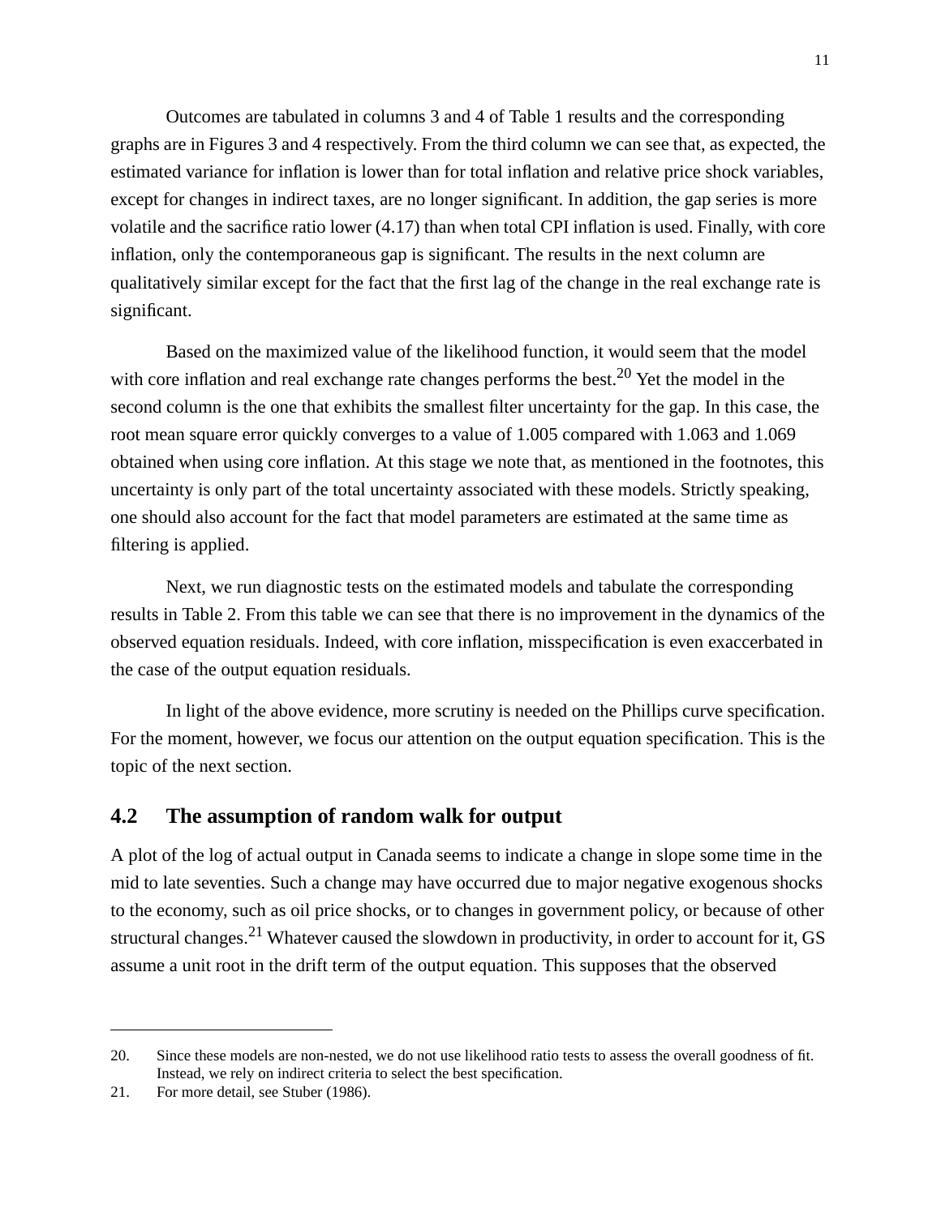Outcomes are tabulated in columns 3 and 4 of Table 1 results and the corresponding graphs are in Figures 3 and 4 respectively. From the third column we can see that, as expected, the estimated variance for inflation is lower than for total inflation and relative price shock variables, except for changes in indirect taxes, are no longer significant. In addition, the gap series is more volatile and the sacrifice ratio lower (4.17) than when total CPI inflation is used. Finally, with core inflation, only the contemporaneous gap is significant. The results in the next column are qualitatively similar except for the fact that the first lag of the change in the real exchange rate is significant.

Based on the maximized value of the likelihood function, it would seem that the model with core inflation and real exchange rate changes performs the best.[20] Yet the model in the second column is the one that exhibits the smallest filter uncertainty for the gap. In this case, the root mean square error quickly converges to a value of 1.005 compared with 1.063 and 1.069 obtained when using core inflation. At this stage we note that, as mentioned in the footnotes, this uncertainty is only part of the total uncertainty associated with these models. Strictly speaking, one should also account for the fact that model parameters are estimated at the same time as filtering is applied.

Next, we run diagnostic tests on the estimated models and tabulate the corresponding results in Table 2. From this table we can see that there is no improvement in the dynamics of the observed equation residuals. Indeed, with core inflation, misspecification is even exaccerbated in the case of the output equation residuals.

In light of the above evidence, more scrutiny is needed on the Phillips curve specification. For the moment, however, we focus our attention on the output equation specification. This is the topic of the next section.

## 4.2 The assumption of random walk for output

A plot of the log of actual output in Canada seems to indicate a change in slope some time in the mid to late seventies. Such a change may have occurred due to major negative exogenous shocks to the economy, such as oil price shocks, or to changes in government policy, or because of other structural changes.[21] Whatever caused the slowdown in productivity, in order to account for it, GS assume a unit root in the drift term of the output equation. This supposes that the observed

---

20. Since these models are non-nested, we do not use likelihood ratio tests to assess the overall goodness of fit. Instead, we rely on indirect criteria to select the best specification.

21. For more detail, see Stuber (1986).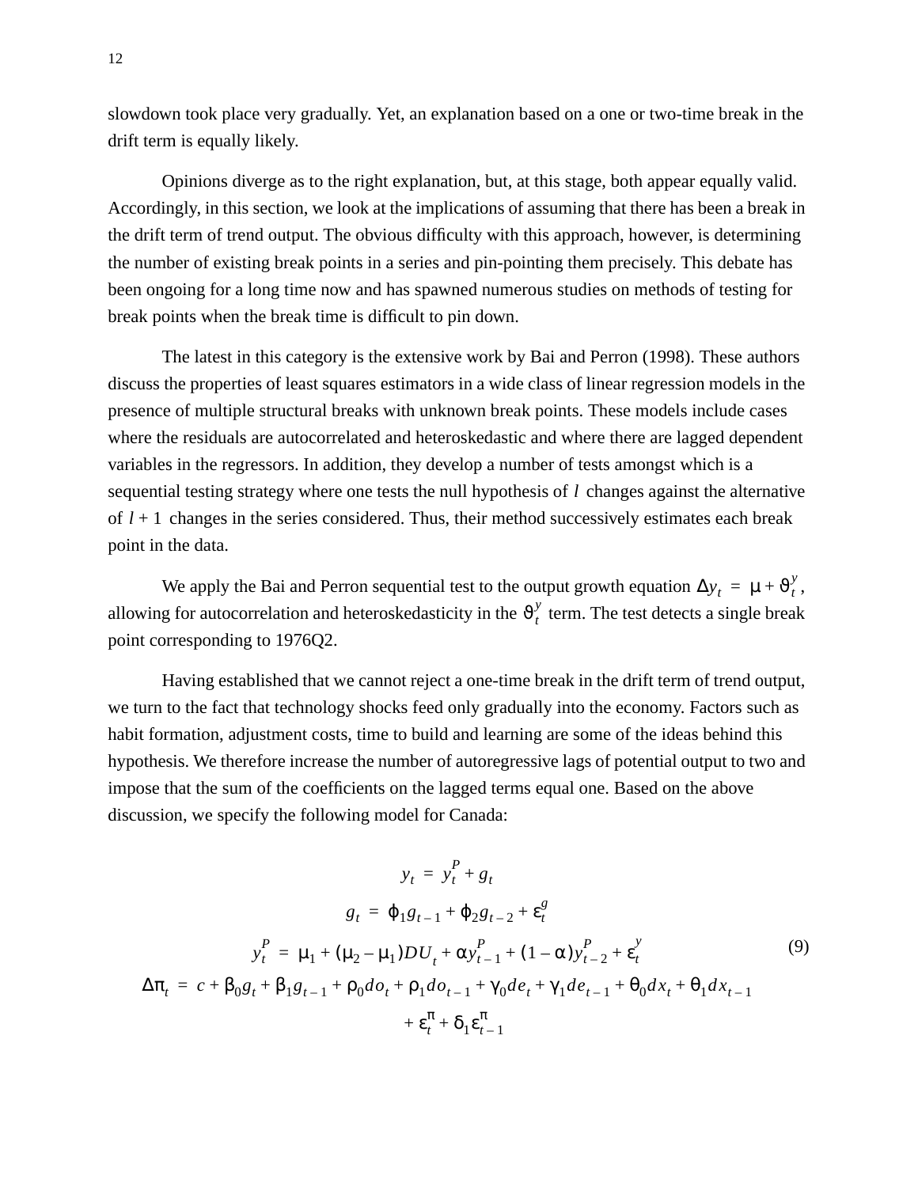slowdown took place very gradually. Yet, an explanation based on a one or two-time break in the drift term is equally likely.

Opinions diverge as to the right explanation, but, at this stage, both appear equally valid. Accordingly, in this section, we look at the implications of assuming that there has been a break in the drift term of trend output. The obvious difficulty with this approach, however, is determining the number of existing break points in a series and pin-pointing them precisely. This debate has been ongoing for a long time now and has spawned numerous studies on methods of testing for break points when the break time is difficult to pin down.

The latest in this category is the extensive work by Bai and Perron (1998). These authors discuss the properties of least squares estimators in a wide class of linear regression models in the presence of multiple structural breaks with unknown break points. These models include cases where the residuals are autocorrelated and heteroskedastic and where there are lagged dependent variables in the regressors. In addition, they develop a number of tests amongst which is a sequential testing strategy where one tests the null hypothesis of $l$ changes against the alternative of $l+1$ changes in the series considered. Thus, their method successively estimates each break point in the data.

We apply the Bai and Perron sequential test to the output growth equation $\Delta y_t = \mu + \vartheta_t^y$, allowing for autocorrelation and heteroskedasticity in the $\vartheta_t^y$ term. The test detects a single break point corresponding to 1976Q2.

Having established that we cannot reject a one-time break in the drift term of trend output, we turn to the fact that technology shocks feed only gradually into the economy. Factors such as habit formation, adjustment costs, time to build and learning are some of the ideas behind this hypothesis. We therefore increase the number of autoregressive lags of potential output to two and impose that the sum of the coefficients on the lagged terms equal one. Based on the above discussion, we specify the following model for Canada:

$$
\begin{aligned}
y_t &= y_t^P + g_t \\
g_t &= \phi_1 g_{t-1} + \phi_2 g_{t-2} + \varepsilon_t^g \\
y_t^P &= \mu_1 + (\mu_2 - \mu_1) DU_t + \alpha y_{t-1}^P + (1-\alpha) y_{t-2}^P + \varepsilon_t^y \\
\Delta\pi_t &= c + \beta_0 g_t + \beta_1 g_{t-1} + \rho_0 do_t + \rho_1 do_{t-1} + \gamma_0 de_t + \gamma_1 de_{t-1} + \theta_0 dx_t + \theta_1 dx_{t-1} \\
&\quad + \varepsilon_t^\pi + \delta_1 \varepsilon_{t-1}^\pi
\end{aligned}
\tag{9}
$$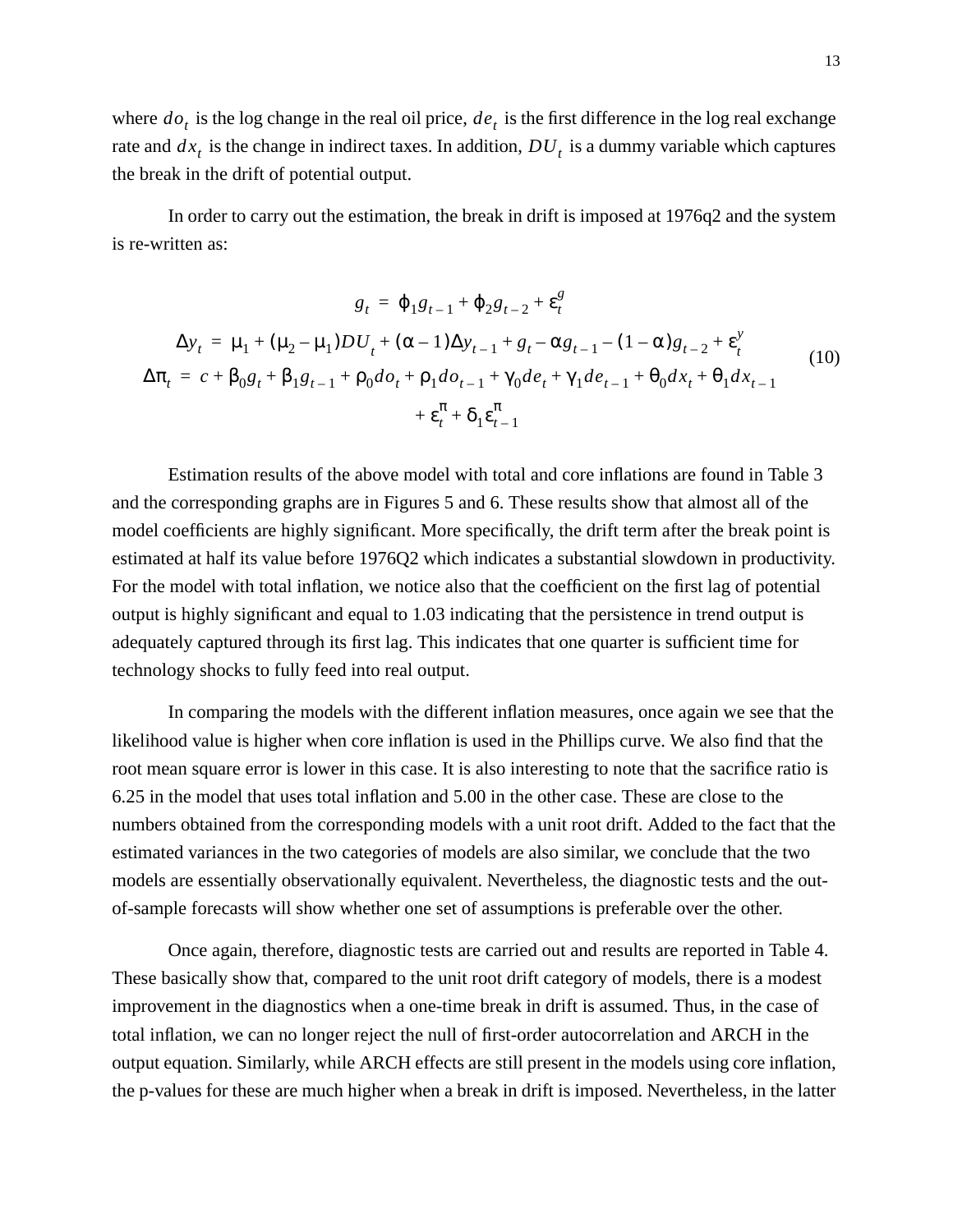where $do_t$ is the log change in the real oil price, $de_t$ is the first difference in the log real exchange rate and $dx_t$ is the change in indirect taxes. In addition, $DU_t$ is a dummy variable which captures the break in the drift of potential output.

In order to carry out the estimation, the break in drift is imposed at 1976q2 and the system is re-written as:

$$
\begin{aligned}
g_t &= \phi_1 g_{t-1} + \phi_2 g_{t-2} + \varepsilon_t^g \\
\Delta y_t &= \mu_1 + (\mu_2 - \mu_1) DU_t + (\alpha - 1)\Delta y_{t-1} + g_t - \alpha g_{t-1} - (1-\alpha) g_{t-2} + \varepsilon_t^y \\
\Delta \pi_t &= c + \beta_0 g_t + \beta_1 g_{t-1} + \rho_0 do_t + \rho_1 do_{t-1} + \gamma_0 de_t + \gamma_1 de_{t-1} + \theta_0 dx_t + \theta_1 dx_{t-1} \\
&\quad + \varepsilon_t^\pi + \delta_1 \varepsilon_{t-1}^\pi
\end{aligned}
\tag{10}
$$

Estimation results of the above model with total and core inflations are found in Table 3 and the corresponding graphs are in Figures 5 and 6. These results show that almost all of the model coefficients are highly significant. More specifically, the drift term after the break point is estimated at half its value before 1976Q2 which indicates a substantial slowdown in productivity. For the model with total inflation, we notice also that the coefficient on the first lag of potential output is highly significant and equal to 1.03 indicating that the persistence in trend output is adequately captured through its first lag. This indicates that one quarter is sufficient time for technology shocks to fully feed into real output.

In comparing the models with the different inflation measures, once again we see that the likelihood value is higher when core inflation is used in the Phillips curve. We also find that the root mean square error is lower in this case. It is also interesting to note that the sacrifice ratio is 6.25 in the model that uses total inflation and 5.00 in the other case. These are close to the numbers obtained from the corresponding models with a unit root drift. Added to the fact that the estimated variances in the two categories of models are also similar, we conclude that the two models are essentially observationally equivalent. Nevertheless, the diagnostic tests and the out-of-sample forecasts will show whether one set of assumptions is preferable over the other.

Once again, therefore, diagnostic tests are carried out and results are reported in Table 4. These basically show that, compared to the unit root drift category of models, there is a modest improvement in the diagnostics when a one-time break in drift is assumed. Thus, in the case of total inflation, we can no longer reject the null of first-order autocorrelation and ARCH in the output equation. Similarly, while ARCH effects are still present in the models using core inflation, the p-values for these are much higher when a break in drift is imposed. Nevertheless, in the latter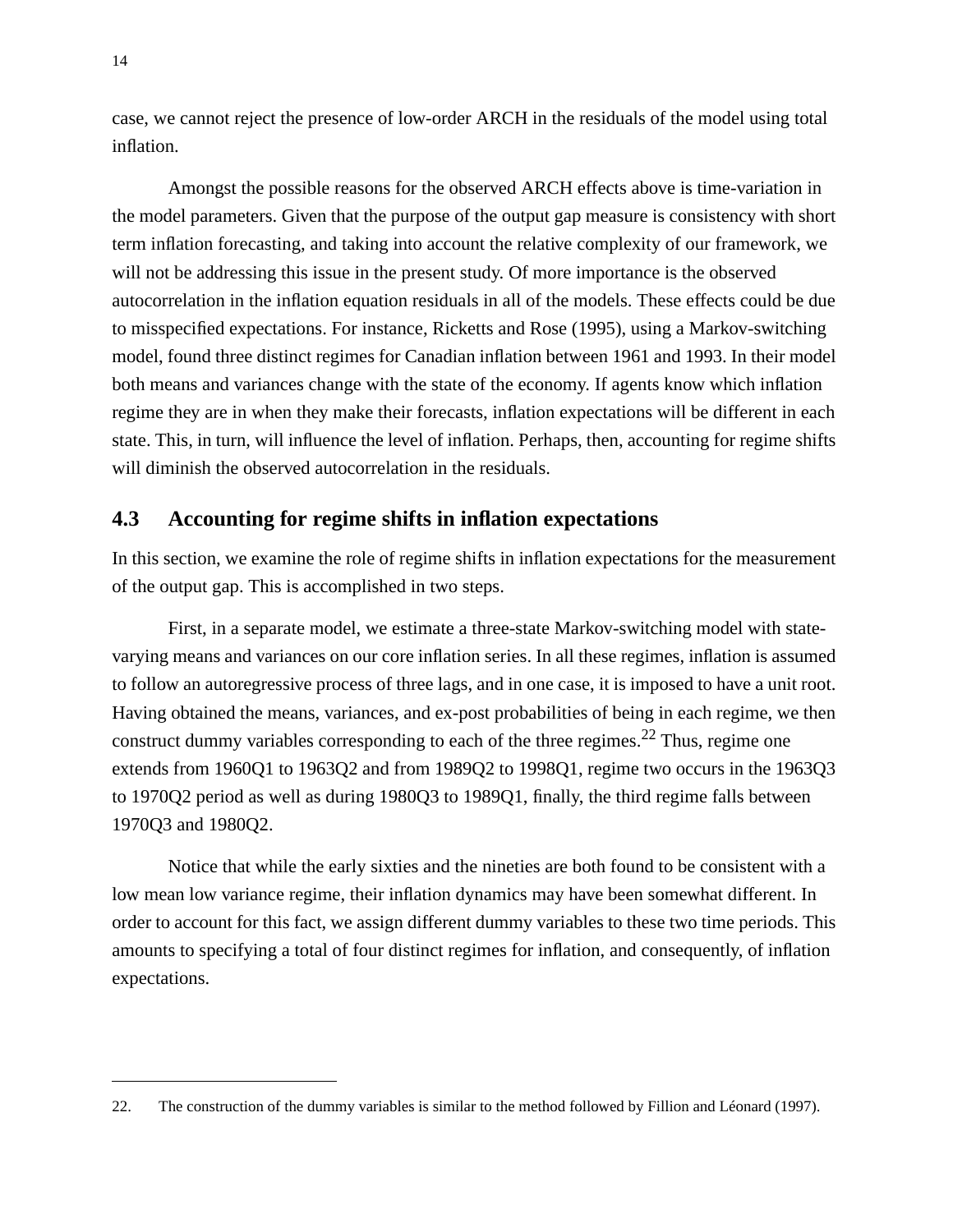case, we cannot reject the presence of low-order ARCH in the residuals of the model using total inflation.

Amongst the possible reasons for the observed ARCH effects above is time-variation in the model parameters. Given that the purpose of the output gap measure is consistency with short term inflation forecasting, and taking into account the relative complexity of our framework, we will not be addressing this issue in the present study. Of more importance is the observed autocorrelation in the inflation equation residuals in all of the models. These effects could be due to misspecified expectations. For instance, Ricketts and Rose (1995), using a Markov-switching model, found three distinct regimes for Canadian inflation between 1961 and 1993. In their model both means and variances change with the state of the economy. If agents know which inflation regime they are in when they make their forecasts, inflation expectations will be different in each state. This, in turn, will influence the level of inflation. Perhaps, then, accounting for regime shifts will diminish the observed autocorrelation in the residuals.

## 4.3 Accounting for regime shifts in inflation expectations

In this section, we examine the role of regime shifts in inflation expectations for the measurement of the output gap. This is accomplished in two steps.

First, in a separate model, we estimate a three-state Markov-switching model with state-varying means and variances on our core inflation series. In all these regimes, inflation is assumed to follow an autoregressive process of three lags, and in one case, it is imposed to have a unit root. Having obtained the means, variances, and ex-post probabilities of being in each regime, we then construct dummy variables corresponding to each of the three regimes.[22] Thus, regime one extends from 1960Q1 to 1963Q2 and from 1989Q2 to 1998Q1, regime two occurs in the 1963Q3 to 1970Q2 period as well as during 1980Q3 to 1989Q1, finally, the third regime falls between 1970Q3 and 1980Q2.

Notice that while the early sixties and the nineties are both found to be consistent with a low mean low variance regime, their inflation dynamics may have been somewhat different. In order to account for this fact, we assign different dummy variables to these two time periods. This amounts to specifying a total of four distinct regimes for inflation, and consequently, of inflation expectations.

---

22. The construction of the dummy variables is similar to the method followed by Fillion and Léonard (1997).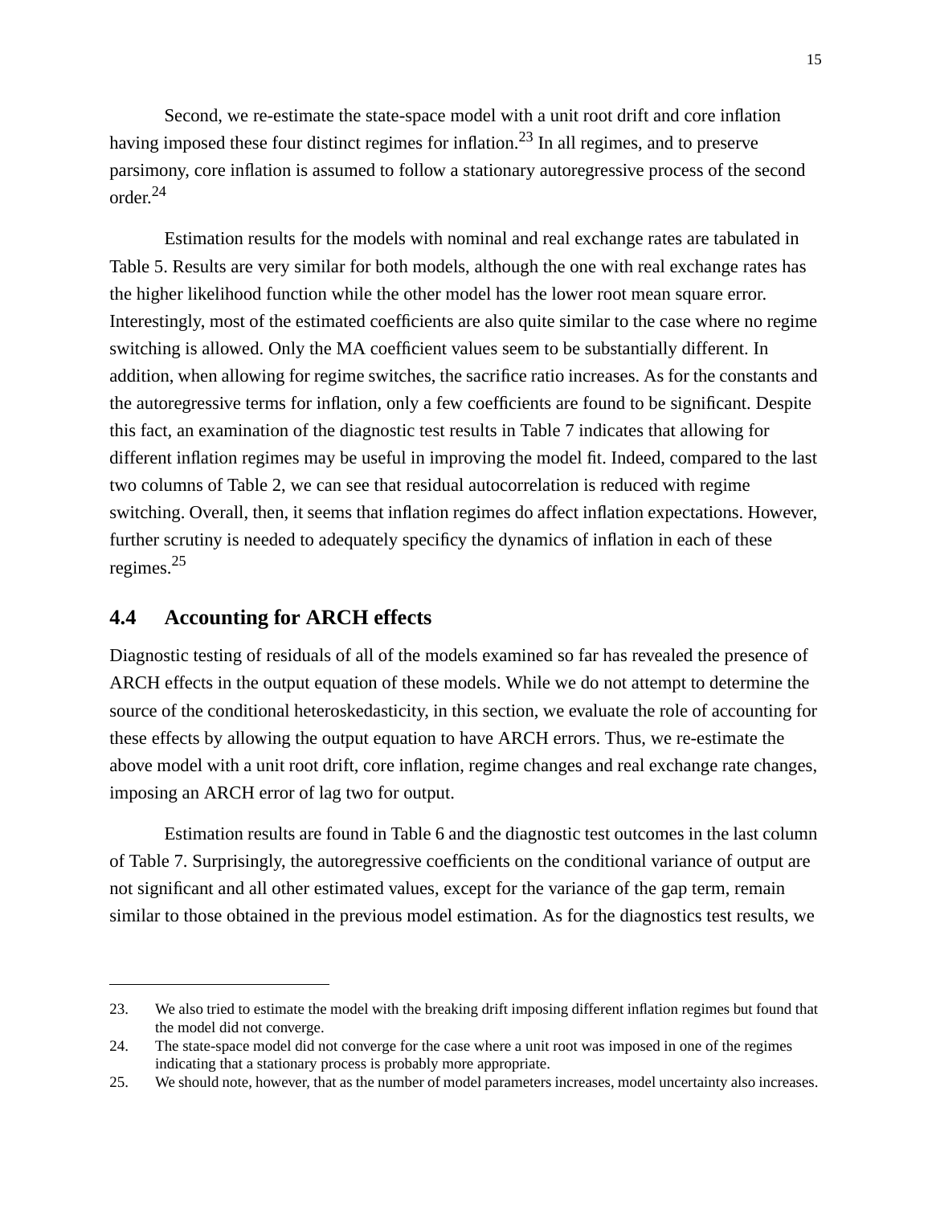Second, we re-estimate the state-space model with a unit root drift and core inflation having imposed these four distinct regimes for inflation.[23] In all regimes, and to preserve parsimony, core inflation is assumed to follow a stationary autoregressive process of the second order.[24]

Estimation results for the models with nominal and real exchange rates are tabulated in Table 5. Results are very similar for both models, although the one with real exchange rates has the higher likelihood function while the other model has the lower root mean square error. Interestingly, most of the estimated coefficients are also quite similar to the case where no regime switching is allowed. Only the MA coefficient values seem to be substantially different. In addition, when allowing for regime switches, the sacrifice ratio increases. As for the constants and the autoregressive terms for inflation, only a few coefficients are found to be significant. Despite this fact, an examination of the diagnostic test results in Table 7 indicates that allowing for different inflation regimes may be useful in improving the model fit. Indeed, compared to the last two columns of Table 2, we can see that residual autocorrelation is reduced with regime switching. Overall, then, it seems that inflation regimes do affect inflation expectations. However, further scrutiny is needed to adequately specificy the dynamics of inflation in each of these regimes.[25]

## 4.4 Accounting for ARCH effects

Diagnostic testing of residuals of all of the models examined so far has revealed the presence of ARCH effects in the output equation of these models. While we do not attempt to determine the source of the conditional heteroskedasticity, in this section, we evaluate the role of accounting for these effects by allowing the output equation to have ARCH errors. Thus, we re-estimate the above model with a unit root drift, core inflation, regime changes and real exchange rate changes, imposing an ARCH error of lag two for output.

Estimation results are found in Table 6 and the diagnostic test outcomes in the last column of Table 7. Surprisingly, the autoregressive coefficients on the conditional variance of output are not significant and all other estimated values, except for the variance of the gap term, remain similar to those obtained in the previous model estimation. As for the diagnostics test results, we

---

23. We also tried to estimate the model with the breaking drift imposing different inflation regimes but found that the model did not converge.

24. The state-space model did not converge for the case where a unit root was imposed in one of the regimes indicating that a stationary process is probably more appropriate.

25. We should note, however, that as the number of model parameters increases, model uncertainty also increases.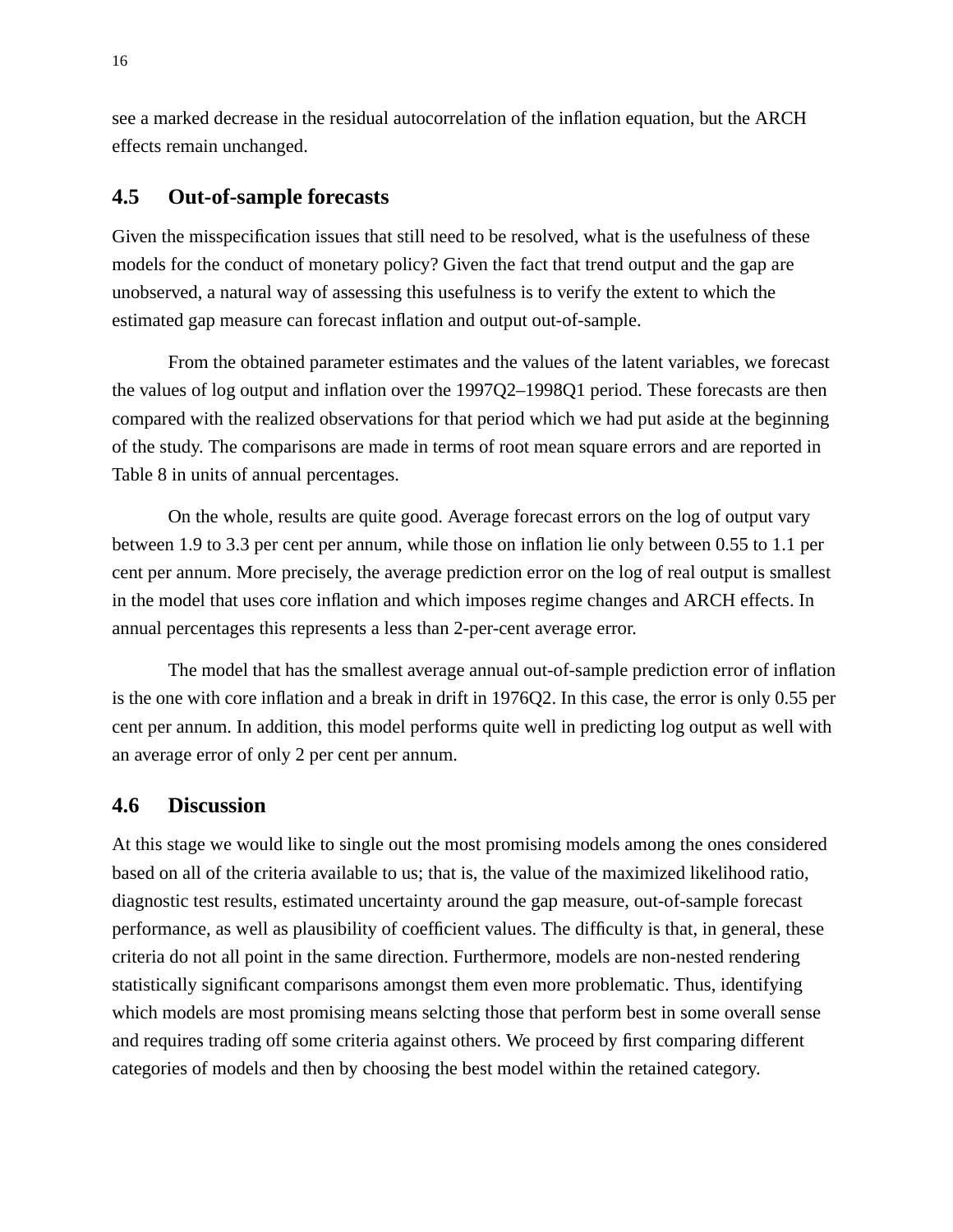see a marked decrease in the residual autocorrelation of the inflation equation, but the ARCH effects remain unchanged.

## 4.5 Out-of-sample forecasts

Given the misspecification issues that still need to be resolved, what is the usefulness of these models for the conduct of monetary policy? Given the fact that trend output and the gap are unobserved, a natural way of assessing this usefulness is to verify the extent to which the estimated gap measure can forecast inflation and output out-of-sample.

From the obtained parameter estimates and the values of the latent variables, we forecast the values of log output and inflation over the 1997Q2–1998Q1 period. These forecasts are then compared with the realized observations for that period which we had put aside at the beginning of the study. The comparisons are made in terms of root mean square errors and are reported in Table 8 in units of annual percentages.

On the whole, results are quite good. Average forecast errors on the log of output vary between 1.9 to 3.3 per cent per annum, while those on inflation lie only between 0.55 to 1.1 per cent per annum. More precisely, the average prediction error on the log of real output is smallest in the model that uses core inflation and which imposes regime changes and ARCH effects. In annual percentages this represents a less than 2-per-cent average error.

The model that has the smallest average annual out-of-sample prediction error of inflation is the one with core inflation and a break in drift in 1976Q2. In this case, the error is only 0.55 per cent per annum. In addition, this model performs quite well in predicting log output as well with an average error of only 2 per cent per annum.

## 4.6 Discussion

At this stage we would like to single out the most promising models among the ones considered based on all of the criteria available to us; that is, the value of the maximized likelihood ratio, diagnostic test results, estimated uncertainty around the gap measure, out-of-sample forecast performance, as well as plausibility of coefficient values. The difficulty is that, in general, these criteria do not all point in the same direction. Furthermore, models are non-nested rendering statistically significant comparisons amongst them even more problematic. Thus, identifying which models are most promising means selcting those that perform best in some overall sense and requires trading off some criteria against others. We proceed by first comparing different categories of models and then by choosing the best model within the retained category.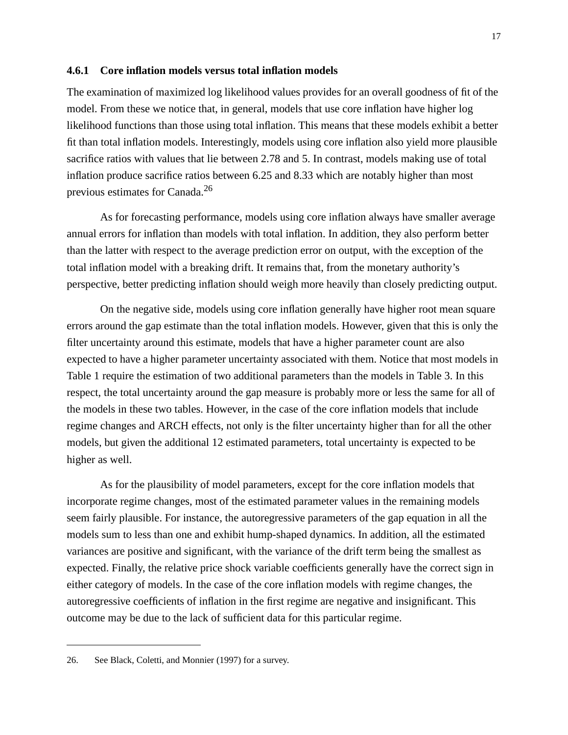#### 4.6.1 Core inflation models versus total inflation models

The examination of maximized log likelihood values provides for an overall goodness of fit of the model. From these we notice that, in general, models that use core inflation have higher log likelihood functions than those using total inflation. This means that these models exhibit a better fit than total inflation models. Interestingly, models using core inflation also yield more plausible sacrifice ratios with values that lie between 2.78 and 5. In contrast, models making use of total inflation produce sacrifice ratios between 6.25 and 8.33 which are notably higher than most previous estimates for Canada.[26]

As for forecasting performance, models using core inflation always have smaller average annual errors for inflation than models with total inflation. In addition, they also perform better than the latter with respect to the average prediction error on output, with the exception of the total inflation model with a breaking drift. It remains that, from the monetary authority's perspective, better predicting inflation should weigh more heavily than closely predicting output.

On the negative side, models using core inflation generally have higher root mean square errors around the gap estimate than the total inflation models. However, given that this is only the filter uncertainty around this estimate, models that have a higher parameter count are also expected to have a higher parameter uncertainty associated with them. Notice that most models in Table 1 require the estimation of two additional parameters than the models in Table 3. In this respect, the total uncertainty around the gap measure is probably more or less the same for all of the models in these two tables. However, in the case of the core inflation models that include regime changes and ARCH effects, not only is the filter uncertainty higher than for all the other models, but given the additional 12 estimated parameters, total uncertainty is expected to be higher as well.

As for the plausibility of model parameters, except for the core inflation models that incorporate regime changes, most of the estimated parameter values in the remaining models seem fairly plausible. For instance, the autoregressive parameters of the gap equation in all the models sum to less than one and exhibit hump-shaped dynamics. In addition, all the estimated variances are positive and significant, with the variance of the drift term being the smallest as expected. Finally, the relative price shock variable coefficients generally have the correct sign in either category of models. In the case of the core inflation models with regime changes, the autoregressive coefficients of inflation in the first regime are negative and insignificant. This outcome may be due to the lack of sufficient data for this particular regime.

---

26. See Black, Coletti, and Monnier (1997) for a survey.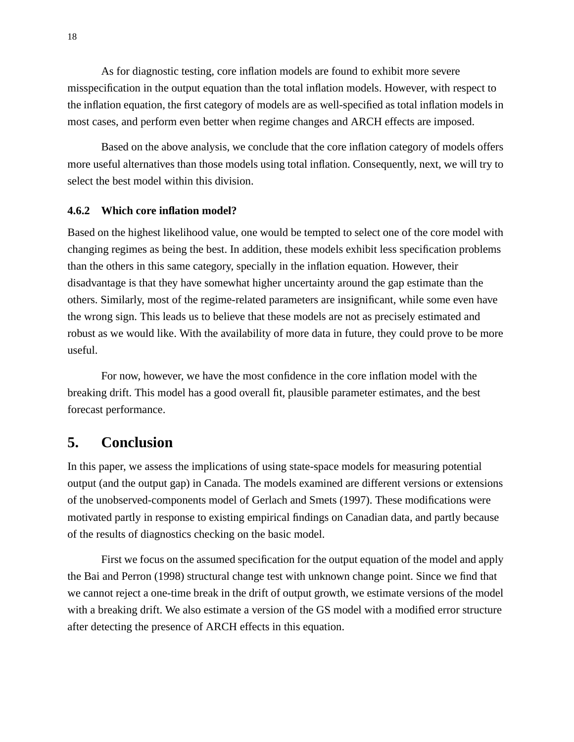As for diagnostic testing, core inflation models are found to exhibit more severe misspecification in the output equation than the total inflation models. However, with respect to the inflation equation, the first category of models are as well-specified as total inflation models in most cases, and perform even better when regime changes and ARCH effects are imposed.

Based on the above analysis, we conclude that the core inflation category of models offers more useful alternatives than those models using total inflation. Consequently, next, we will try to select the best model within this division.

### 4.6.2 Which core inflation model?

Based on the highest likelihood value, one would be tempted to select one of the core model with changing regimes as being the best. In addition, these models exhibit less specification problems than the others in this same category, specially in the inflation equation. However, their disadvantage is that they have somewhat higher uncertainty around the gap estimate than the others. Similarly, most of the regime-related parameters are insignificant, while some even have the wrong sign. This leads us to believe that these models are not as precisely estimated and robust as we would like. With the availability of more data in future, they could prove to be more useful.

For now, however, we have the most confidence in the core inflation model with the breaking drift. This model has a good overall fit, plausible parameter estimates, and the best forecast performance.

## 5. Conclusion

In this paper, we assess the implications of using state-space models for measuring potential output (and the output gap) in Canada. The models examined are different versions or extensions of the unobserved-components model of Gerlach and Smets (1997). These modifications were motivated partly in response to existing empirical findings on Canadian data, and partly because of the results of diagnostics checking on the basic model.

First we focus on the assumed specification for the output equation of the model and apply the Bai and Perron (1998) structural change test with unknown change point. Since we find that we cannot reject a one-time break in the drift of output growth, we estimate versions of the model with a breaking drift. We also estimate a version of the GS model with a modified error structure after detecting the presence of ARCH effects in this equation.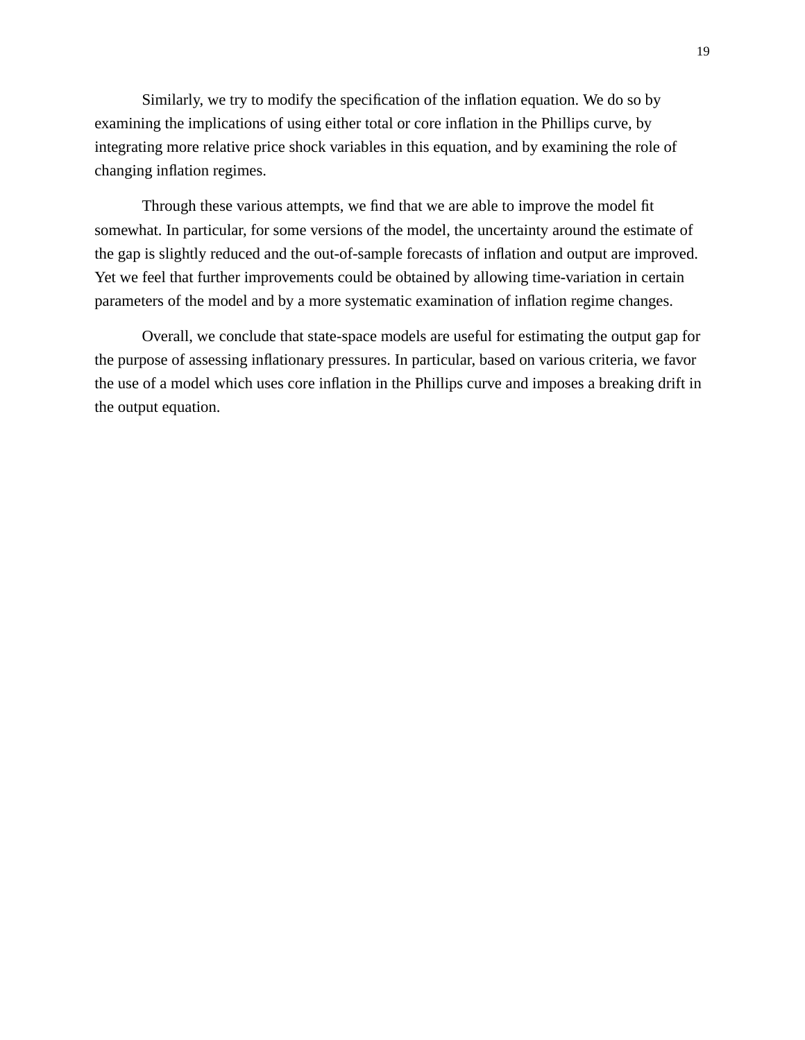Similarly, we try to modify the specification of the inflation equation. We do so by examining the implications of using either total or core inflation in the Phillips curve, by integrating more relative price shock variables in this equation, and by examining the role of changing inflation regimes.

Through these various attempts, we find that we are able to improve the model fit somewhat. In particular, for some versions of the model, the uncertainty around the estimate of the gap is slightly reduced and the out-of-sample forecasts of inflation and output are improved. Yet we feel that further improvements could be obtained by allowing time-variation in certain parameters of the model and by a more systematic examination of inflation regime changes.

Overall, we conclude that state-space models are useful for estimating the output gap for the purpose of assessing inflationary pressures. In particular, based on various criteria, we favor the use of a model which uses core inflation in the Phillips curve and imposes a breaking drift in the output equation.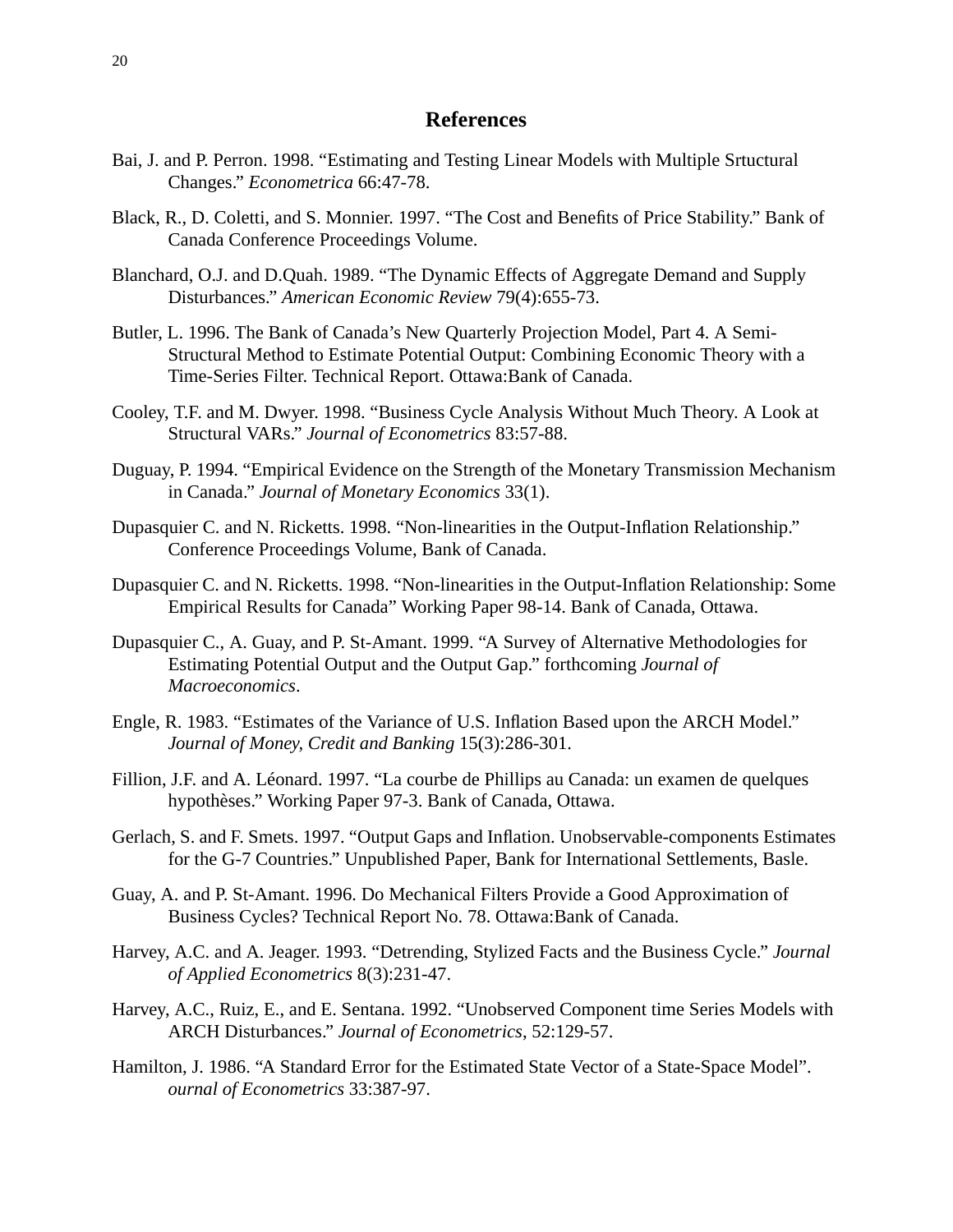# References

Bai, J. and P. Perron. 1998. "Estimating and Testing Linear Models with Multiple Srtuctural Changes." *Econometrica* 66:47-78.

Black, R., D. Coletti, and S. Monnier. 1997. "The Cost and Benefits of Price Stability." Bank of Canada Conference Proceedings Volume.

Blanchard, O.J. and D.Quah. 1989. "The Dynamic Effects of Aggregate Demand and Supply Disturbances." *American Economic Review* 79(4):655-73.

Butler, L. 1996. The Bank of Canada's New Quarterly Projection Model, Part 4. A Semi-Structural Method to Estimate Potential Output: Combining Economic Theory with a Time-Series Filter. Technical Report. Ottawa:Bank of Canada.

Cooley, T.F. and M. Dwyer. 1998. "Business Cycle Analysis Without Much Theory. A Look at Structural VARs." *Journal of Econometrics* 83:57-88.

Duguay, P. 1994. "Empirical Evidence on the Strength of the Monetary Transmission Mechanism in Canada." *Journal of Monetary Economics* 33(1).

Dupasquier C. and N. Ricketts. 1998. "Non-linearities in the Output-Inflation Relationship." Conference Proceedings Volume, Bank of Canada.

Dupasquier C. and N. Ricketts. 1998. "Non-linearities in the Output-Inflation Relationship: Some Empirical Results for Canada" Working Paper 98-14. Bank of Canada, Ottawa.

Dupasquier C., A. Guay, and P. St-Amant. 1999. "A Survey of Alternative Methodologies for Estimating Potential Output and the Output Gap." forthcoming *Journal of Macroeconomics*.

Engle, R. 1983. "Estimates of the Variance of U.S. Inflation Based upon the ARCH Model." *Journal of Money, Credit and Banking* 15(3):286-301.

Fillion, J.F. and A. Léonard. 1997. "La courbe de Phillips au Canada: un examen de quelques hypothèses." Working Paper 97-3. Bank of Canada, Ottawa.

Gerlach, S. and F. Smets. 1997. "Output Gaps and Inflation. Unobservable-components Estimates for the G-7 Countries." Unpublished Paper, Bank for International Settlements, Basle.

Guay, A. and P. St-Amant. 1996. Do Mechanical Filters Provide a Good Approximation of Business Cycles? Technical Report No. 78. Ottawa:Bank of Canada.

Harvey, A.C. and A. Jeager. 1993. "Detrending, Stylized Facts and the Business Cycle." *Journal of Applied Econometrics* 8(3):231-47.

Harvey, A.C., Ruiz, E., and E. Sentana. 1992. "Unobserved Component time Series Models with ARCH Disturbances." *Journal of Econometrics*, 52:129-57.

Hamilton, J. 1986. "A Standard Error for the Estimated State Vector of a State-Space Model". *ournal of Econometrics* 33:387-97.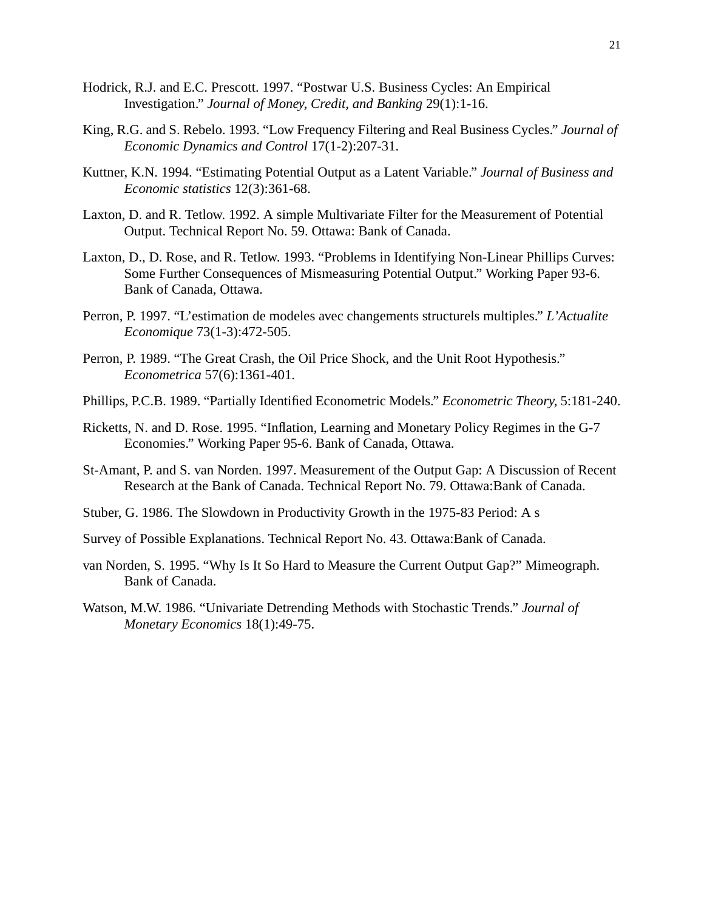Hodrick, R.J. and E.C. Prescott. 1997. "Postwar U.S. Business Cycles: An Empirical Investigation." *Journal of Money, Credit, and Banking* 29(1):1-16.

King, R.G. and S. Rebelo. 1993. "Low Frequency Filtering and Real Business Cycles." *Journal of Economic Dynamics and Control* 17(1-2):207-31.

Kuttner, K.N. 1994. "Estimating Potential Output as a Latent Variable." *Journal of Business and Economic statistics* 12(3):361-68.

Laxton, D. and R. Tetlow. 1992. A simple Multivariate Filter for the Measurement of Potential Output. Technical Report No. 59. Ottawa: Bank of Canada.

Laxton, D., D. Rose, and R. Tetlow. 1993. "Problems in Identifying Non-Linear Phillips Curves: Some Further Consequences of Mismeasuring Potential Output." Working Paper 93-6. Bank of Canada, Ottawa.

Perron, P. 1997. "L'estimation de modeles avec changements structurels multiples." *L'Actualite Economique* 73(1-3):472-505.

Perron, P. 1989. "The Great Crash, the Oil Price Shock, and the Unit Root Hypothesis." *Econometrica* 57(6):1361-401.

Phillips, P.C.B. 1989. "Partially Identified Econometric Models." *Econometric Theory*, 5:181-240.

Ricketts, N. and D. Rose. 1995. "Inflation, Learning and Monetary Policy Regimes in the G-7 Economies." Working Paper 95-6. Bank of Canada, Ottawa.

St-Amant, P. and S. van Norden. 1997. Measurement of the Output Gap: A Discussion of Recent Research at the Bank of Canada. Technical Report No. 79. Ottawa:Bank of Canada.

Stuber, G. 1986. The Slowdown in Productivity Growth in the 1975-83 Period: A s

Survey of Possible Explanations. Technical Report No. 43. Ottawa:Bank of Canada.

van Norden, S. 1995. "Why Is It So Hard to Measure the Current Output Gap?" Mimeograph. Bank of Canada.

Watson, M.W. 1986. "Univariate Detrending Methods with Stochastic Trends." *Journal of Monetary Economics* 18(1):49-75.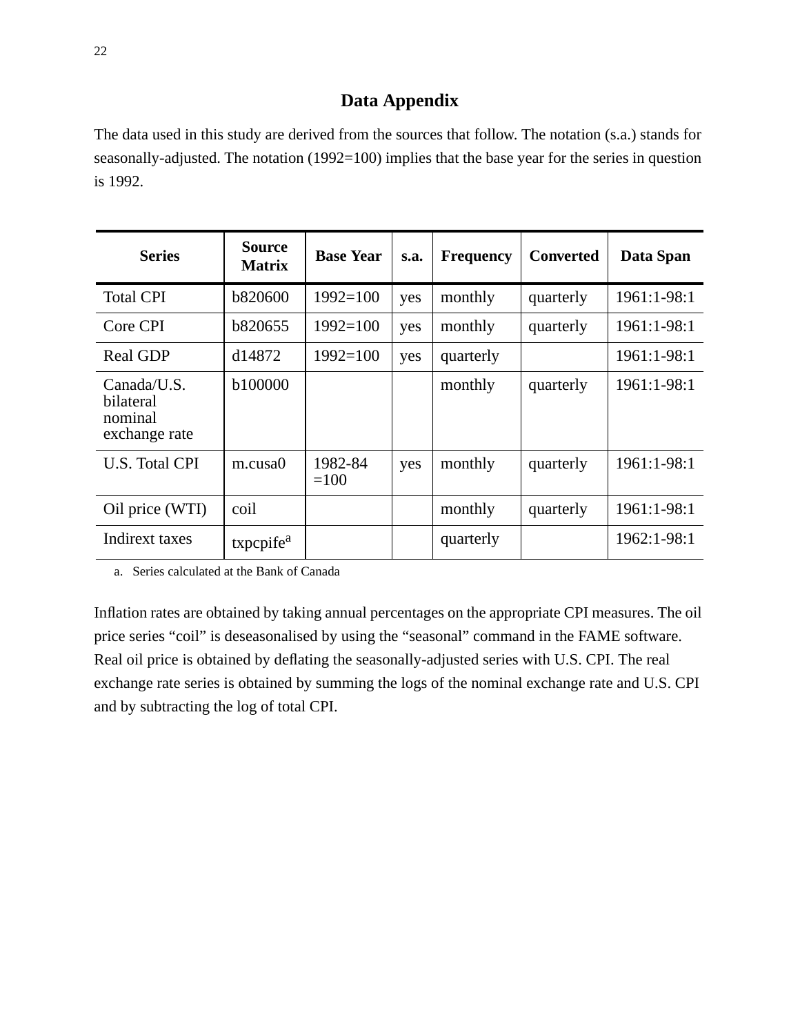## Data Appendix

The data used in this study are derived from the sources that follow. The notation (s.a.) stands for seasonally-adjusted. The notation (1992=100) implies that the base year for the series in question is 1992.

| Series | Source Matrix | Base Year | s.a. | Frequency | Converted | Data Span |
|---|---|---|---|---|---|---|
| Total CPI | b820600 | 1992=100 | yes | monthly | quarterly | 1961:1-98:1 |
| Core CPI | b820655 | 1992=100 | yes | monthly | quarterly | 1961:1-98:1 |
| Real GDP | d14872 | 1992=100 | yes | quarterly | | 1961:1-98:1 |
| Canada/U.S. bilateral nominal exchange rate | b100000 | | | monthly | quarterly | 1961:1-98:1 |
| U.S. Total CPI | m.cusa0 | 1982-84 =100 | yes | monthly | quarterly | 1961:1-98:1 |
| Oil price (WTI) | coil | | | monthly | quarterly | 1961:1-98:1 |
| Indirext taxes | txpcpife[a] | | | quarterly | | 1962:1-98:1 |

a. Series calculated at the Bank of Canada

Inflation rates are obtained by taking annual percentages on the appropriate CPI measures. The oil price series "coil" is deseasonalised by using the "seasonal" command in the FAME software. Real oil price is obtained by deflating the seasonally-adjusted series with U.S. CPI. The real exchange rate series is obtained by summing the logs of the nominal exchange rate and U.S. CPI and by subtracting the log of total CPI.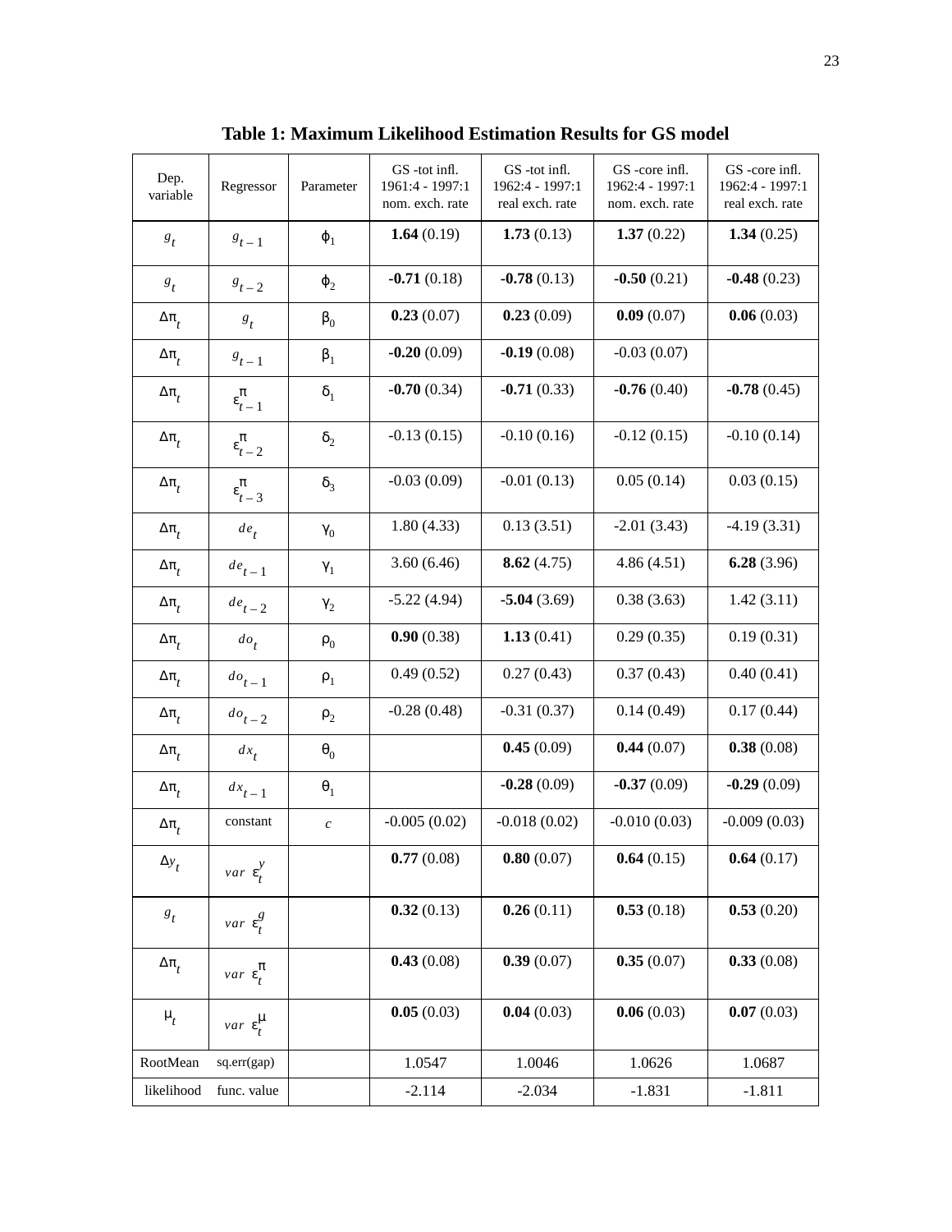**Table 1: Maximum Likelihood Estimation Results for GS model**

| Dep. variable | Regressor | Parameter | GS -tot infl. 1961:4 - 1997:1 nom. exch. rate | GS -tot infl. 1962:4 - 1997:1 real exch. rate | GS -core infl. 1962:4 - 1997:1 nom. exch. rate | GS -core infl. 1962:4 - 1997:1 real exch. rate |
|---|---|---|---|---|---|---|
| $g_t$ | $g_{t-1}$ | $\phi_1$ | **1.64** (0.19) | **1.73** (0.13) | **1.37** (0.22) | **1.34** (0.25) |
| $g_t$ | $g_{t-2}$ | $\phi_2$ | **-0.71** (0.18) | **-0.78** (0.13) | **-0.50** (0.21) | **-0.48** (0.23) |
| $\Delta\pi_t$ | $g_t$ | $\beta_0$ | **0.23** (0.07) | **0.23** (0.09) | **0.09** (0.07) | **0.06** (0.03) |
| $\Delta\pi_t$ | $g_{t-1}$ | $\beta_1$ | **-0.20** (0.09) | **-0.19** (0.08) | -0.03 (0.07) | |
| $\Delta\pi_t$ | $\varepsilon^{\pi}_{t-1}$ | $\delta_1$ | **-0.70** (0.34) | **-0.71** (0.33) | **-0.76** (0.40) | **-0.78** (0.45) |
| $\Delta\pi_t$ | $\varepsilon^{\pi}_{t-2}$ | $\delta_2$ | -0.13 (0.15) | -0.10 (0.16) | -0.12 (0.15) | -0.10 (0.14) |
| $\Delta\pi_t$ | $\varepsilon^{\pi}_{t-3}$ | $\delta_3$ | -0.03 (0.09) | -0.01 (0.13) | 0.05 (0.14) | 0.03 (0.15) |
| $\Delta\pi_t$ | $de_t$ | $\gamma_0$ | 1.80 (4.33) | 0.13 (3.51) | -2.01 (3.43) | -4.19 (3.31) |
| $\Delta\pi_t$ | $de_{t-1}$ | $\gamma_1$ | 3.60 (6.46) | **8.62** (4.75) | 4.86 (4.51) | **6.28** (3.96) |
| $\Delta\pi_t$ | $de_{t-2}$ | $\gamma_2$ | -5.22 (4.94) | **-5.04** (3.69) | 0.38 (3.63) | 1.42 (3.11) |
| $\Delta\pi_t$ | $do_t$ | $\rho_0$ | **0.90** (0.38) | **1.13** (0.41) | 0.29 (0.35) | 0.19 (0.31) |
| $\Delta\pi_t$ | $do_{t-1}$ | $\rho_1$ | 0.49 (0.52) | 0.27 (0.43) | 0.37 (0.43) | 0.40 (0.41) |
| $\Delta\pi_t$ | $do_{t-2}$ | $\rho_2$ | -0.28 (0.48) | -0.31 (0.37) | 0.14 (0.49) | 0.17 (0.44) |
| $\Delta\pi_t$ | $dx_t$ | $\theta_0$ | | **0.45** (0.09) | **0.44** (0.07) | **0.38** (0.08) |
| $\Delta\pi_t$ | $dx_{t-1}$ | $\theta_1$ | | **-0.28** (0.09) | **-0.37** (0.09) | **-0.29** (0.09) |
| $\Delta\pi_t$ | constant | $c$ | -0.005 (0.02) | -0.018 (0.02) | -0.010 (0.03) | -0.009 (0.03) |
| $\Delta y_t$ | $var\ \varepsilon^{y}_t$ | | **0.77** (0.08) | **0.80** (0.07) | **0.64** (0.15) | **0.64** (0.17) |
| $g_t$ | $var\ \varepsilon^{g}_t$ | | **0.32** (0.13) | **0.26** (0.11) | **0.53** (0.18) | **0.53** (0.20) |
| $\Delta\pi_t$ | $var\ \varepsilon^{\pi}_t$ | | **0.43** (0.08) | **0.39** (0.07) | **0.35** (0.07) | **0.33** (0.08) |
| $\mu_t$ | $var\ \varepsilon^{\mu}_t$ | | **0.05** (0.03) | **0.04** (0.03) | **0.06** (0.03) | **0.07** (0.03) |
| RootMean | sq.err(gap) | | 1.0547 | 1.0046 | 1.0626 | 1.0687 |
| likelihood | func. value | | -2.114 | -2.034 | -1.831 | -1.811 |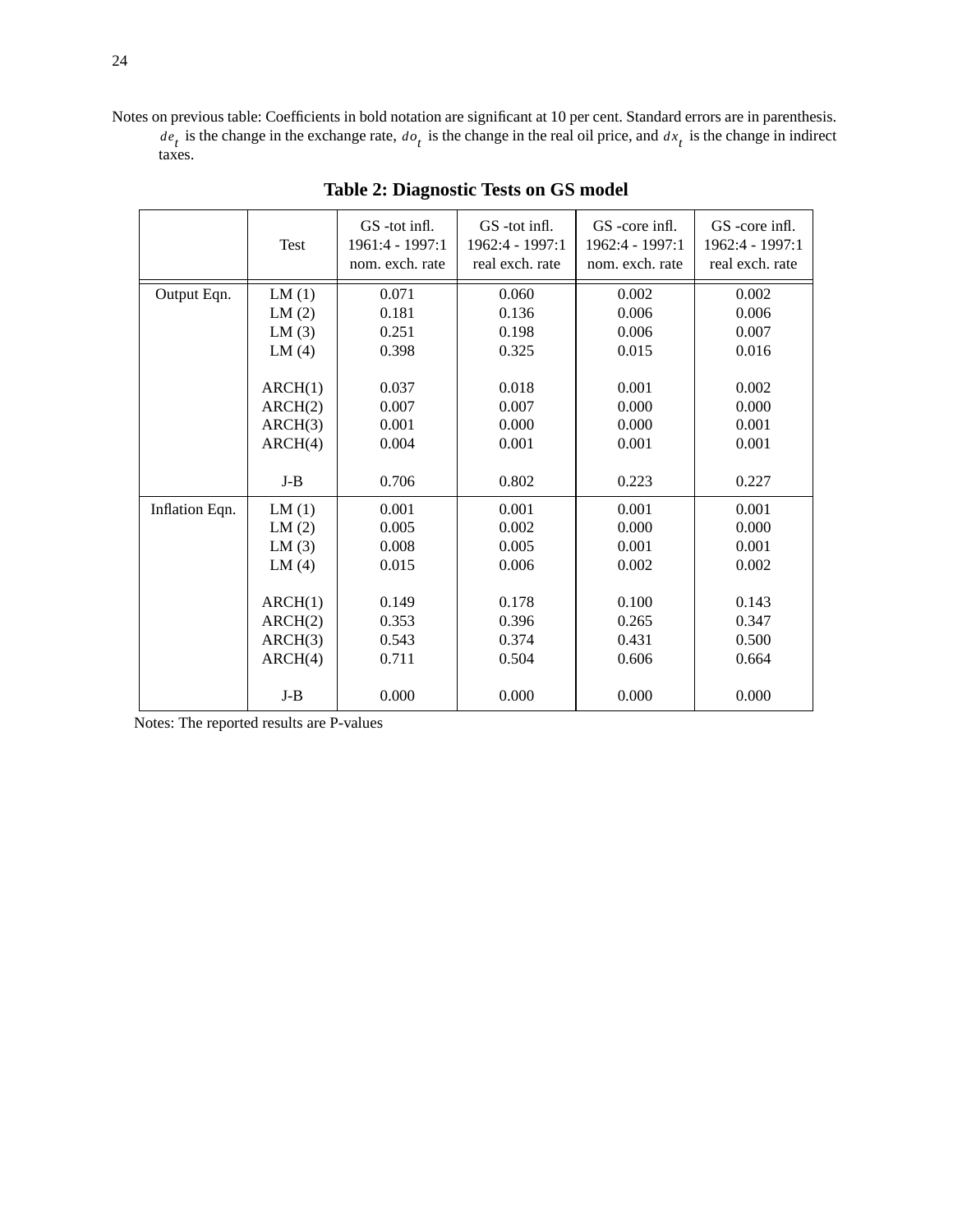Notes on previous table: Coefficients in bold notation are significant at 10 per cent. Standard errors are in parenthesis. $de_t$ is the change in the exchange rate, $do_t$ is the change in the real oil price, and $dx_t$ is the change in indirect taxes.

**Table 2: Diagnostic Tests on GS model**

| | Test | GS -tot infl. 1961:4 - 1997:1 nom. exch. rate | GS -tot infl. 1962:4 - 1997:1 real exch. rate | GS -core infl. 1962:4 - 1997:1 nom. exch. rate | GS -core infl. 1962:4 - 1997:1 real exch. rate |
|---|---|---|---|---|---|
| Output Eqn. | LM (1) | 0.071 | 0.060 | 0.002 | 0.002 |
| | LM (2) | 0.181 | 0.136 | 0.006 | 0.006 |
| | LM (3) | 0.251 | 0.198 | 0.006 | 0.007 |
| | LM (4) | 0.398 | 0.325 | 0.015 | 0.016 |
| | ARCH(1) | 0.037 | 0.018 | 0.001 | 0.002 |
| | ARCH(2) | 0.007 | 0.007 | 0.000 | 0.000 |
| | ARCH(3) | 0.001 | 0.000 | 0.000 | 0.001 |
| | ARCH(4) | 0.004 | 0.001 | 0.001 | 0.001 |
| | J-B | 0.706 | 0.802 | 0.223 | 0.227 |
| Inflation Eqn. | LM (1) | 0.001 | 0.001 | 0.001 | 0.001 |
| | LM (2) | 0.005 | 0.002 | 0.000 | 0.000 |
| | LM (3) | 0.008 | 0.005 | 0.001 | 0.001 |
| | LM (4) | 0.015 | 0.006 | 0.002 | 0.002 |
| | ARCH(1) | 0.149 | 0.178 | 0.100 | 0.143 |
| | ARCH(2) | 0.353 | 0.396 | 0.265 | 0.347 |
| | ARCH(3) | 0.543 | 0.374 | 0.431 | 0.500 |
| | ARCH(4) | 0.711 | 0.504 | 0.606 | 0.664 |
| | J-B | 0.000 | 0.000 | 0.000 | 0.000 |

Notes: The reported results are P-values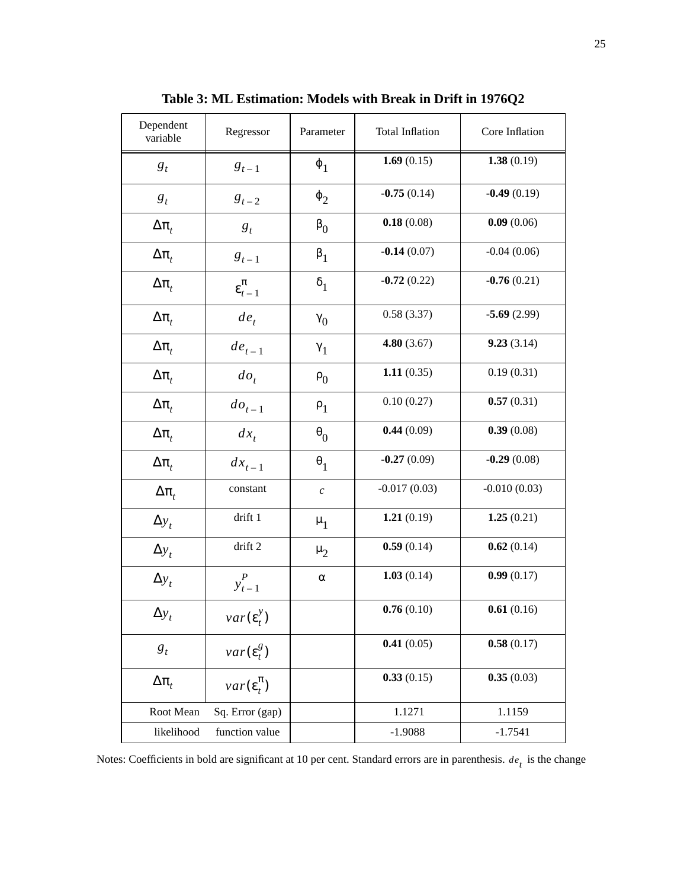# Table 3: ML Estimation: Models with Break in Drift in 1976Q2

| Dependent variable | Regressor | Parameter | Total Inflation | Core Inflation |
|---|---|---|---|---|
| $g_t$ | $g_{t-1}$ | $\phi_1$ | **1.69** (0.15) | **1.38** (0.19) |
| $g_t$ | $g_{t-2}$ | $\phi_2$ | **-0.75** (0.14) | **-0.49** (0.19) |
| $\Delta\pi_t$ | $g_t$ | $\beta_0$ | **0.18** (0.08) | **0.09** (0.06) |
| $\Delta\pi_t$ | $g_{t-1}$ | $\beta_1$ | **-0.14** (0.07) | -0.04 (0.06) |
| $\Delta\pi_t$ | $\varepsilon^{\pi}_{t-1}$ | $\delta_1$ | **-0.72** (0.22) | **-0.76** (0.21) |
| $\Delta\pi_t$ | $de_t$ | $\gamma_0$ | 0.58 (3.37) | **-5.69** (2.99) |
| $\Delta\pi_t$ | $de_{t-1}$ | $\gamma_1$ | **4.80** (3.67) | **9.23** (3.14) |
| $\Delta\pi_t$ | $do_t$ | $\rho_0$ | **1.11** (0.35) | 0.19 (0.31) |
| $\Delta\pi_t$ | $do_{t-1}$ | $\rho_1$ | 0.10 (0.27) | **0.57** (0.31) |
| $\Delta\pi_t$ | $dx_t$ | $\theta_0$ | **0.44** (0.09) | **0.39** (0.08) |
| $\Delta\pi_t$ | $dx_{t-1}$ | $\theta_1$ | **-0.27** (0.09) | **-0.29** (0.08) |
| $\Delta\pi_t$ | constant | $c$ | -0.017 (0.03) | -0.010 (0.03) |
| $\Delta y_t$ | drift 1 | $\mu_1$ | **1.21** (0.19) | **1.25** (0.21) |
| $\Delta y_t$ | drift 2 | $\mu_2$ | **0.59** (0.14) | **0.62** (0.14) |
| $\Delta y_t$ | $y^P_{t-1}$ | $\alpha$ | **1.03** (0.14) | **0.99** (0.17) |
| $\Delta y_t$ | $var(\varepsilon^y_t)$ | | **0.76** (0.10) | **0.61** (0.16) |
| $g_t$ | $var(\varepsilon^g_t)$ | | **0.41** (0.05) | **0.58** (0.17) |
| $\Delta\pi_t$ | $var(\varepsilon^{\pi}_t)$ | | **0.33** (0.15) | **0.35** (0.03) |
| Root Mean | Sq. Error (gap) | | 1.1271 | 1.1159 |
| likelihood | function value | | -1.9088 | -1.7541 |

Notes: Coefficients in bold are significant at 10 per cent. Standard errors are in parenthesis. $de_t$ is the change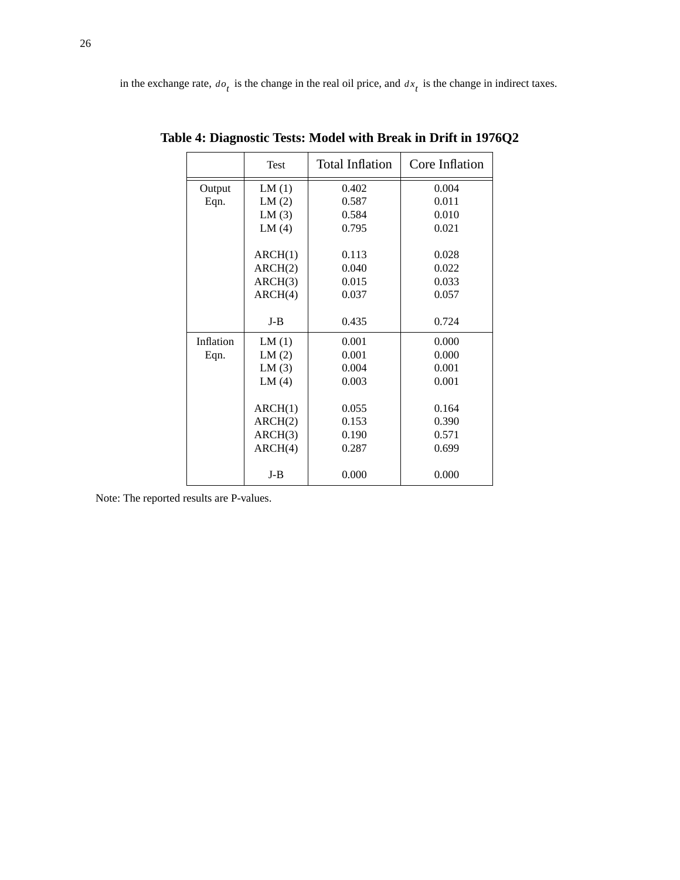in the exchange rate, $do_t$ is the change in the real oil price, and $dx_t$ is the change in indirect taxes.

**Table 4: Diagnostic Tests: Model with Break in Drift in 1976Q2**

| | Test | Total Inflation | Core Inflation |
|---|---|---|---|
| Output Eqn. | LM (1) | 0.402 | 0.004 |
| | LM (2) | 0.587 | 0.011 |
| | LM (3) | 0.584 | 0.010 |
| | LM (4) | 0.795 | 0.021 |
| | ARCH(1) | 0.113 | 0.028 |
| | ARCH(2) | 0.040 | 0.022 |
| | ARCH(3) | 0.015 | 0.033 |
| | ARCH(4) | 0.037 | 0.057 |
| | J-B | 0.435 | 0.724 |
| Inflation Eqn. | LM (1) | 0.001 | 0.000 |
| | LM (2) | 0.001 | 0.000 |
| | LM (3) | 0.004 | 0.001 |
| | LM (4) | 0.003 | 0.001 |
| | ARCH(1) | 0.055 | 0.164 |
| | ARCH(2) | 0.153 | 0.390 |
| | ARCH(3) | 0.190 | 0.571 |
| | ARCH(4) | 0.287 | 0.699 |
| | J-B | 0.000 | 0.000 |

Note: The reported results are P-values.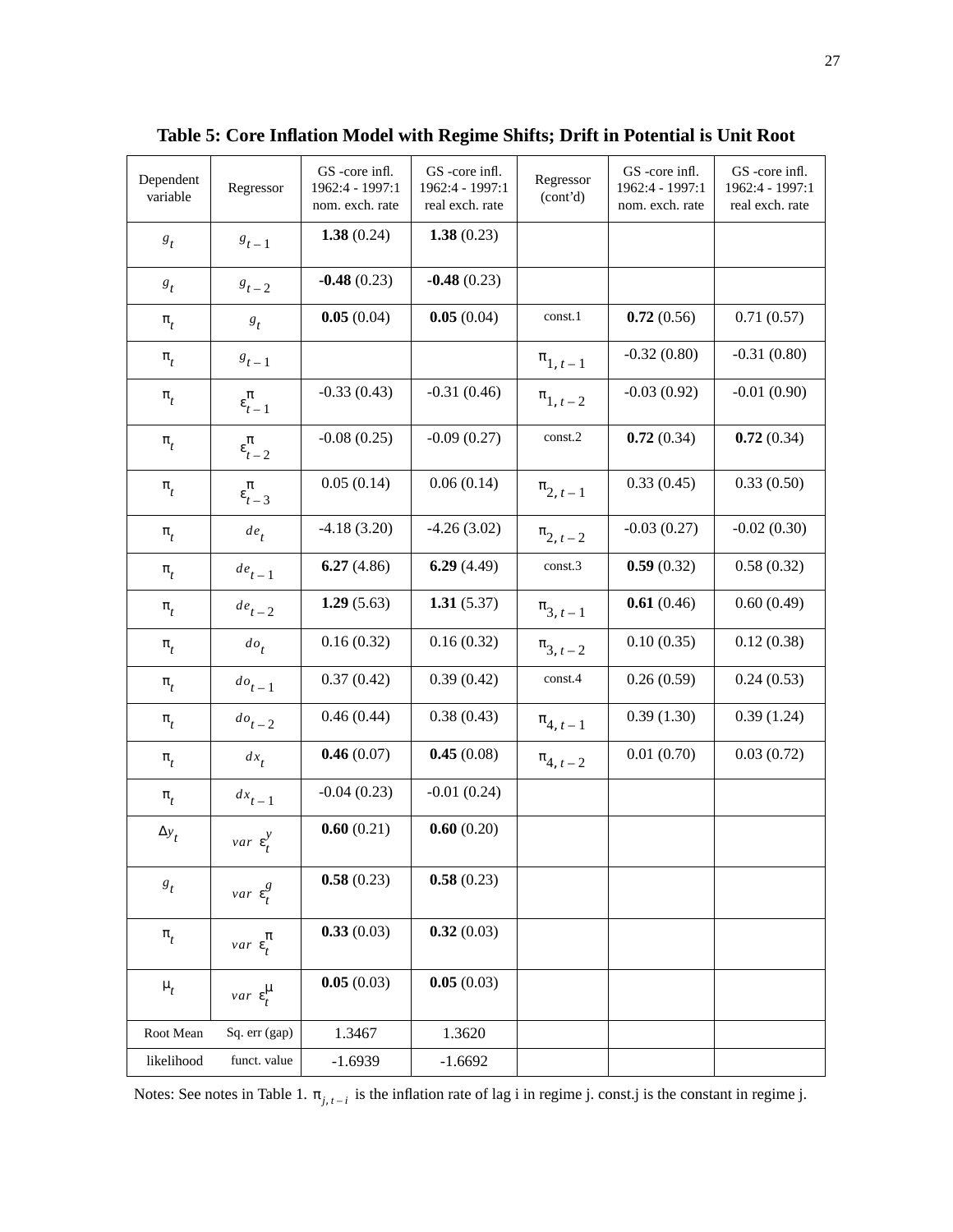**Table 5: Core Inflation Model with Regime Shifts; Drift in Potential is Unit Root**

| Dependent variable | Regressor | GS -core infl. 1962:4 - 1997:1 nom. exch. rate | GS -core infl. 1962:4 - 1997:1 real exch. rate | Regressor (cont'd) | GS -core infl. 1962:4 - 1997:1 nom. exch. rate | GS -core infl. 1962:4 - 1997:1 real exch. rate |
|---|---|---|---|---|---|---|
| $g_t$ | $g_{t-1}$ | **1.38** (0.24) | **1.38** (0.23) | | | |
| $g_t$ | $g_{t-2}$ | **-0.48** (0.23) | **-0.48** (0.23) | | | |
| $\pi_t$ | $g_t$ | **0.05** (0.04) | **0.05** (0.04) | const.1 | **0.72** (0.56) | 0.71 (0.57) |
| $\pi_t$ | $g_{t-1}$ | | | $\pi_{1,t-1}$ | -0.32 (0.80) | -0.31 (0.80) |
| $\pi_t$ | $\varepsilon^{\pi}_{t-1}$ | -0.33 (0.43) | -0.31 (0.46) | $\pi_{1,t-2}$ | -0.03 (0.92) | -0.01 (0.90) |
| $\pi_t$ | $\varepsilon^{\pi}_{t-2}$ | -0.08 (0.25) | -0.09 (0.27) | const.2 | **0.72** (0.34) | **0.72** (0.34) |
| $\pi_t$ | $\varepsilon^{\pi}_{t-3}$ | 0.05 (0.14) | 0.06 (0.14) | $\pi_{2,t-1}$ | 0.33 (0.45) | 0.33 (0.50) |
| $\pi_t$ | $de_t$ | -4.18 (3.20) | -4.26 (3.02) | $\pi_{2,t-2}$ | -0.03 (0.27) | -0.02 (0.30) |
| $\pi_t$ | $de_{t-1}$ | **6.27** (4.86) | **6.29** (4.49) | const.3 | **0.59** (0.32) | 0.58 (0.32) |
| $\pi_t$ | $de_{t-2}$ | **1.29** (5.63) | **1.31** (5.37) | $\pi_{3,t-1}$ | **0.61** (0.46) | 0.60 (0.49) |
| $\pi_t$ | $do_t$ | 0.16 (0.32) | 0.16 (0.32) | $\pi_{3,t-2}$ | 0.10 (0.35) | 0.12 (0.38) |
| $\pi_t$ | $do_{t-1}$ | 0.37 (0.42) | 0.39 (0.42) | const.4 | 0.26 (0.59) | 0.24 (0.53) |
| $\pi_t$ | $do_{t-2}$ | 0.46 (0.44) | 0.38 (0.43) | $\pi_{4,t-1}$ | 0.39 (1.30) | 0.39 (1.24) |
| $\pi_t$ | $dx_t$ | **0.46** (0.07) | **0.45** (0.08) | $\pi_{4,t-2}$ | 0.01 (0.70) | 0.03 (0.72) |
| $\pi_t$ | $dx_{t-1}$ | -0.04 (0.23) | -0.01 (0.24) | | | |
| $\Delta y_t$ | $var\ \varepsilon^y_t$ | **0.60** (0.21) | **0.60** (0.20) | | | |
| $g_t$ | $var\ \varepsilon^g_t$ | **0.58** (0.23) | **0.58** (0.23) | | | |
| $\pi_t$ | $var\ \varepsilon^{\pi}_t$ | **0.33** (0.03) | **0.32** (0.03) | | | |
| $\mu_t$ | $var\ \varepsilon^{\mu}_t$ | **0.05** (0.03) | **0.05** (0.03) | | | |
| Root Mean | Sq. err (gap) | 1.3467 | 1.3620 | | | |
| likelihood | funct. value | -1.6939 | -1.6692 | | | |

Notes: See notes in Table 1. $\pi_{j,t-i}$ is the inflation rate of lag i in regime j. const.j is the constant in regime j.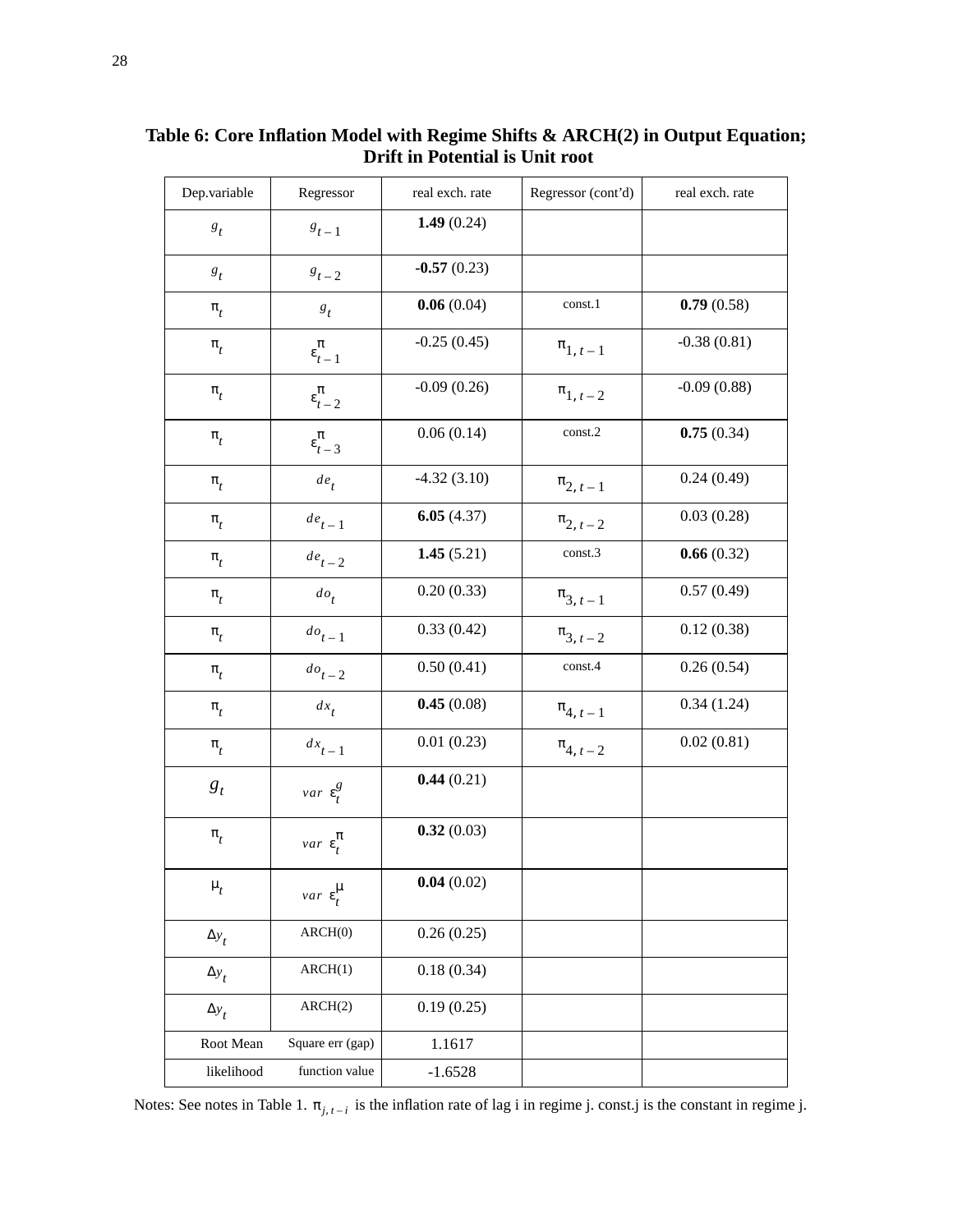**Table 6: Core Inflation Model with Regime Shifts & ARCH(2) in Output Equation; Drift in Potential is Unit root**

| Dep.variable | Regressor | real exch. rate | Regressor (cont'd) | real exch. rate |
|---|---|---|---|---|
| $g_t$ | $g_{t-1}$ | **1.49** (0.24) | | |
| $g_t$ | $g_{t-2}$ | **-0.57** (0.23) | | |
| $\pi_t$ | $g_t$ | **0.06** (0.04) | const.1 | **0.79** (0.58) |
| $\pi_t$ | $\varepsilon^{\pi}_{t-1}$ | -0.25 (0.45) | $\pi_{1,t-1}$ | -0.38 (0.81) |
| $\pi_t$ | $\varepsilon^{\pi}_{t-2}$ | -0.09 (0.26) | $\pi_{1,t-2}$ | -0.09 (0.88) |
| $\pi_t$ | $\varepsilon^{\pi}_{t-3}$ | 0.06 (0.14) | const.2 | **0.75** (0.34) |
| $\pi_t$ | $de_t$ | -4.32 (3.10) | $\pi_{2,t-1}$ | 0.24 (0.49) |
| $\pi_t$ | $de_{t-1}$ | **6.05** (4.37) | $\pi_{2,t-2}$ | 0.03 (0.28) |
| $\pi_t$ | $de_{t-2}$ | **1.45** (5.21) | const.3 | **0.66** (0.32) |
| $\pi_t$ | $do_t$ | 0.20 (0.33) | $\pi_{3,t-1}$ | 0.57 (0.49) |
| $\pi_t$ | $do_{t-1}$ | 0.33 (0.42) | $\pi_{3,t-2}$ | 0.12 (0.38) |
| $\pi_t$ | $do_{t-2}$ | 0.50 (0.41) | const.4 | 0.26 (0.54) |
| $\pi_t$ | $dx_t$ | **0.45** (0.08) | $\pi_{4,t-1}$ | 0.34 (1.24) |
| $\pi_t$ | $dx_{t-1}$ | 0.01 (0.23) | $\pi_{4,t-2}$ | 0.02 (0.81) |
| $g_t$ | $var\ \varepsilon^{g}_t$ | **0.44** (0.21) | | |
| $\pi_t$ | $var\ \varepsilon^{\pi}_t$ | **0.32** (0.03) | | |
| $\mu_t$ | $var\ \varepsilon^{\mu}_t$ | **0.04** (0.02) | | |
| $\Delta y_t$ | ARCH(0) | 0.26 (0.25) | | |
| $\Delta y_t$ | ARCH(1) | 0.18 (0.34) | | |
| $\Delta y_t$ | ARCH(2) | 0.19 (0.25) | | |
| Root Mean | Square err (gap) | 1.1617 | | |
| likelihood | function value | -1.6528 | | |

Notes: See notes in Table 1. $\pi_{j,t-i}$ is the inflation rate of lag i in regime j. const.j is the constant in regime j.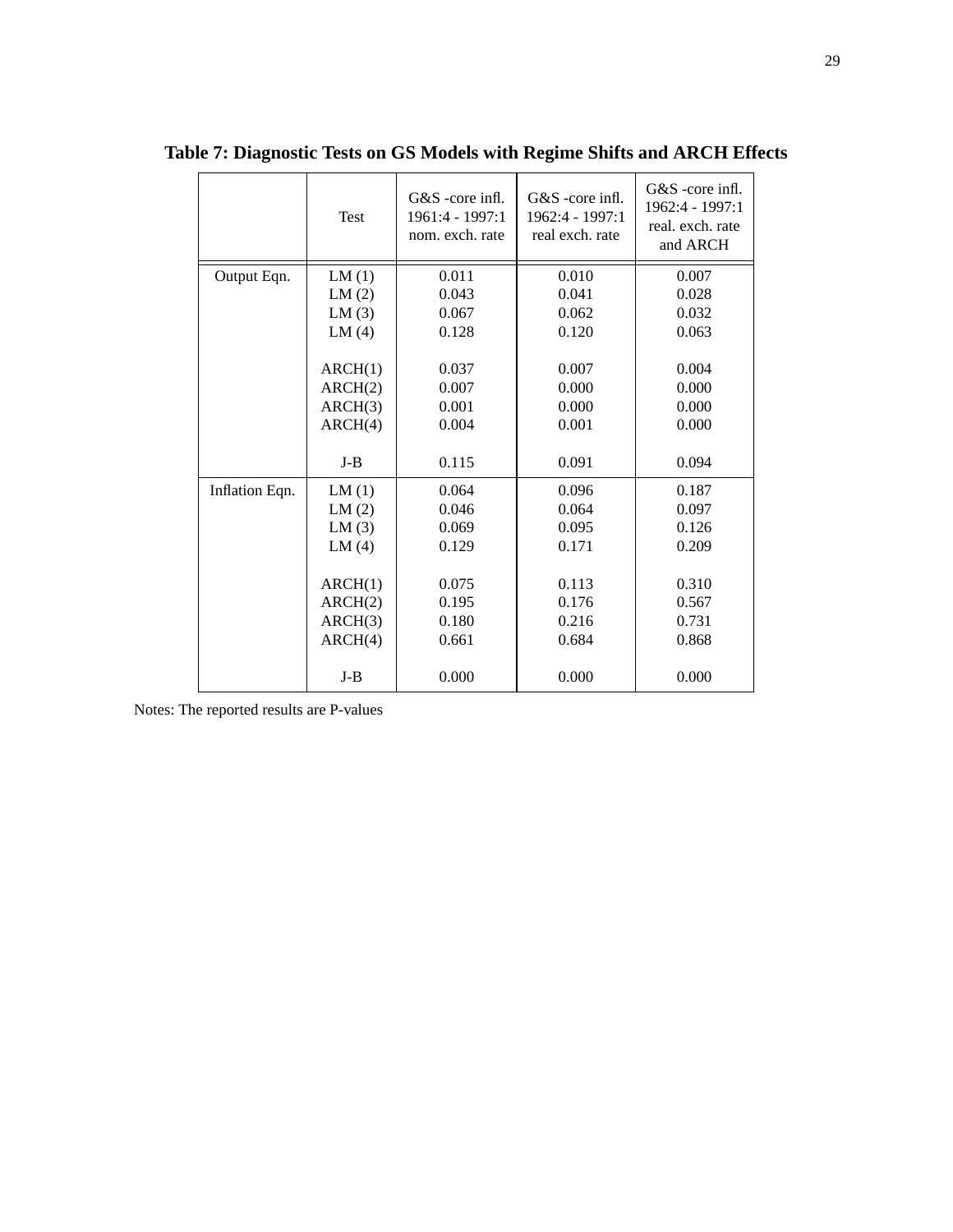**Table 7: Diagnostic Tests on GS Models with Regime Shifts and ARCH Effects**

| | Test | G&S -core infl. 1961:4 - 1997:1 nom. exch. rate | G&S -core infl. 1962:4 - 1997:1 real exch. rate | G&S -core infl. 1962:4 - 1997:1 real. exch. rate and ARCH |
|---|---|---|---|---|
| Output Eqn. | LM (1) | 0.011 | 0.010 | 0.007 |
| | LM (2) | 0.043 | 0.041 | 0.028 |
| | LM (3) | 0.067 | 0.062 | 0.032 |
| | LM (4) | 0.128 | 0.120 | 0.063 |
| | ARCH(1) | 0.037 | 0.007 | 0.004 |
| | ARCH(2) | 0.007 | 0.000 | 0.000 |
| | ARCH(3) | 0.001 | 0.000 | 0.000 |
| | ARCH(4) | 0.004 | 0.001 | 0.000 |
| | J-B | 0.115 | 0.091 | 0.094 |
| Inflation Eqn. | LM (1) | 0.064 | 0.096 | 0.187 |
| | LM (2) | 0.046 | 0.064 | 0.097 |
| | LM (3) | 0.069 | 0.095 | 0.126 |
| | LM (4) | 0.129 | 0.171 | 0.209 |
| | ARCH(1) | 0.075 | 0.113 | 0.310 |
| | ARCH(2) | 0.195 | 0.176 | 0.567 |
| | ARCH(3) | 0.180 | 0.216 | 0.731 |
| | ARCH(4) | 0.661 | 0.684 | 0.868 |
| | J-B | 0.000 | 0.000 | 0.000 |

Notes: The reported results are P-values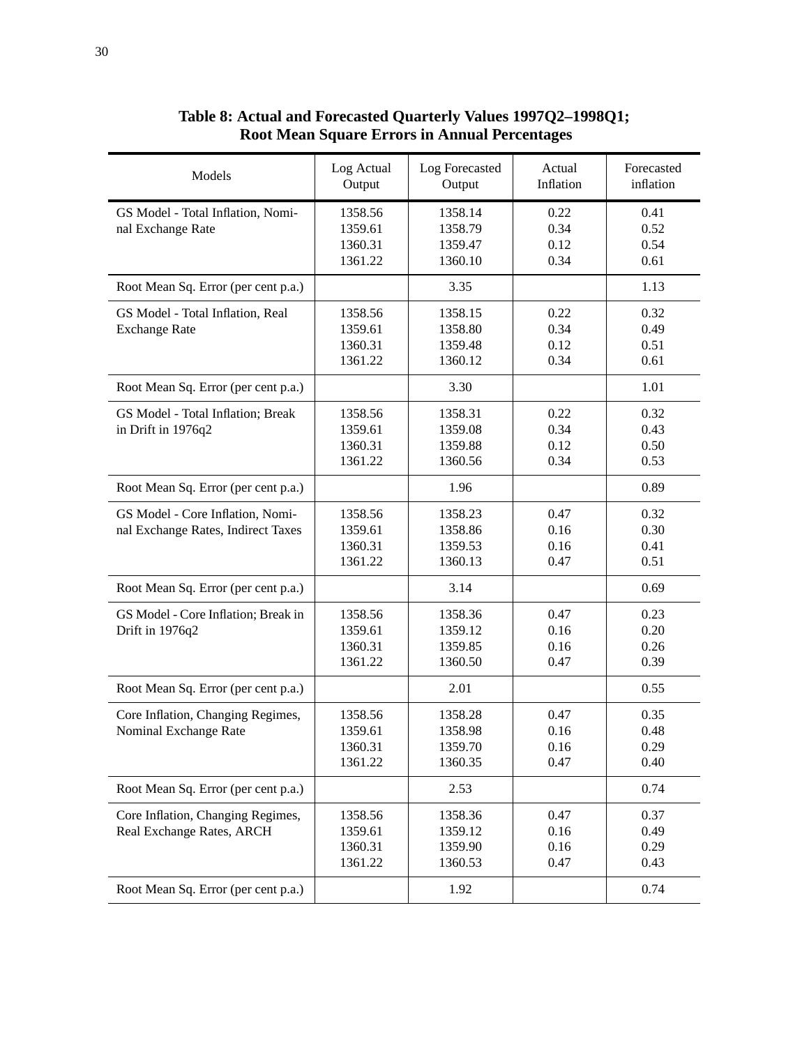**Table 8: Actual and Forecasted Quarterly Values 1997Q2–1998Q1; Root Mean Square Errors in Annual Percentages**

| Models | Log Actual Output | Log Forecasted Output | Actual Inflation | Forecasted inflation |
|---|---|---|---|---|
| GS Model - Total Inflation, Nominal Exchange Rate | 1358.56<br>1359.61<br>1360.31<br>1361.22 | 1358.14<br>1358.79<br>1359.47<br>1360.10 | 0.22<br>0.34<br>0.12<br>0.34 | 0.41<br>0.52<br>0.54<br>0.61 |
| Root Mean Sq. Error (per cent p.a.) | | 3.35 | | 1.13 |
| GS Model - Total Inflation, Real Exchange Rate | 1358.56<br>1359.61<br>1360.31<br>1361.22 | 1358.15<br>1358.80<br>1359.48<br>1360.12 | 0.22<br>0.34<br>0.12<br>0.34 | 0.32<br>0.49<br>0.51<br>0.61 |
| Root Mean Sq. Error (per cent p.a.) | | 3.30 | | 1.01 |
| GS Model - Total Inflation; Break in Drift in 1976q2 | 1358.56<br>1359.61<br>1360.31<br>1361.22 | 1358.31<br>1359.08<br>1359.88<br>1360.56 | 0.22<br>0.34<br>0.12<br>0.34 | 0.32<br>0.43<br>0.50<br>0.53 |
| Root Mean Sq. Error (per cent p.a.) | | 1.96 | | 0.89 |
| GS Model - Core Inflation, Nominal Exchange Rates, Indirect Taxes | 1358.56<br>1359.61<br>1360.31<br>1361.22 | 1358.23<br>1358.86<br>1359.53<br>1360.13 | 0.47<br>0.16<br>0.16<br>0.47 | 0.32<br>0.30<br>0.41<br>0.51 |
| Root Mean Sq. Error (per cent p.a.) | | 3.14 | | 0.69 |
| GS Model - Core Inflation; Break in Drift in 1976q2 | 1358.56<br>1359.61<br>1360.31<br>1361.22 | 1358.36<br>1359.12<br>1359.85<br>1360.50 | 0.47<br>0.16<br>0.16<br>0.47 | 0.23<br>0.20<br>0.26<br>0.39 |
| Root Mean Sq. Error (per cent p.a.) | | 2.01 | | 0.55 |
| Core Inflation, Changing Regimes, Nominal Exchange Rate | 1358.56<br>1359.61<br>1360.31<br>1361.22 | 1358.28<br>1358.98<br>1359.70<br>1360.35 | 0.47<br>0.16<br>0.16<br>0.47 | 0.35<br>0.48<br>0.29<br>0.40 |
| Root Mean Sq. Error (per cent p.a.) | | 2.53 | | 0.74 |
| Core Inflation, Changing Regimes, Real Exchange Rates, ARCH | 1358.56<br>1359.61<br>1360.31<br>1361.22 | 1358.36<br>1359.12<br>1359.90<br>1360.53 | 0.47<br>0.16<br>0.16<br>0.47 | 0.37<br>0.49<br>0.29<br>0.43 |
| Root Mean Sq. Error (per cent p.a.) | | 1.92 | | 0.74 |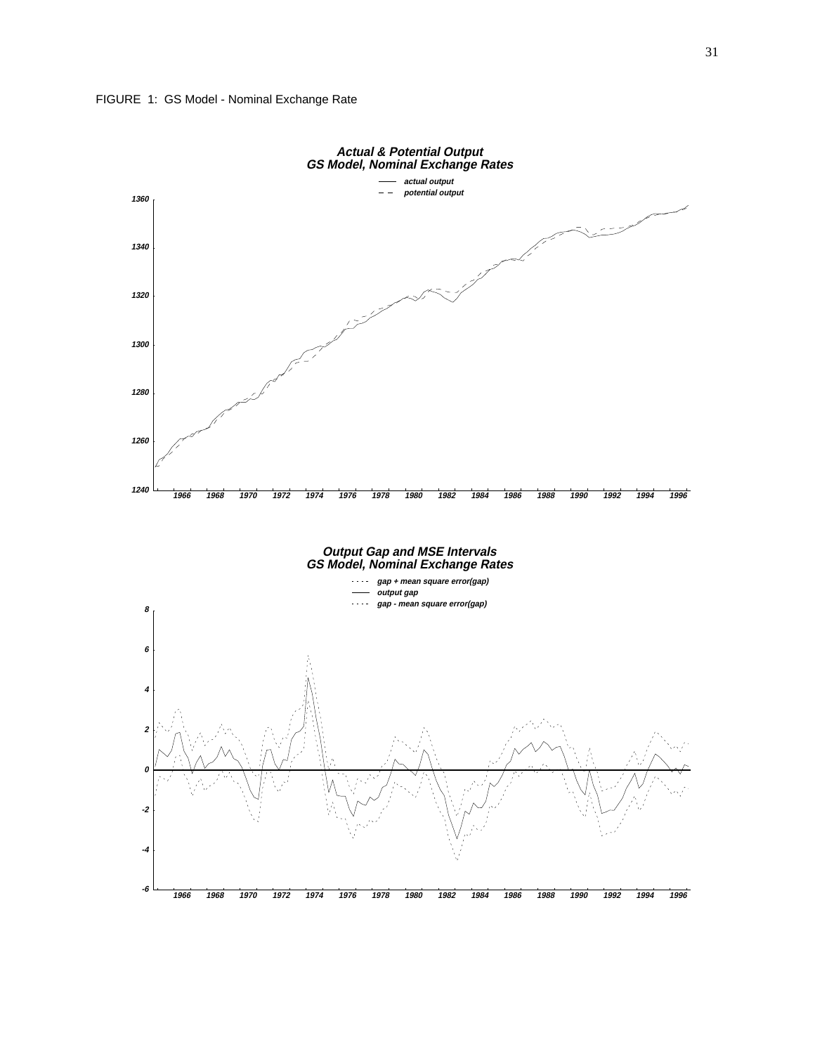FIGURE 1: GS Model - Nominal Exchange Rate

**Actual & Potential Output**
**GS Model, Nominal Exchange Rates**

*actual output*
*potential output*

1360
1340
1320
1300
1280
1260
1240

1966 1968 1970 1972 1974 1976 1978 1980 1982 1984 1986 1988 1990 1992 1994 1996

**Output Gap and MSE Intervals**
**GS Model, Nominal Exchange Rates**

*gap + mean square error(gap)*
*output gap*
*gap - mean square error(gap)*

8
6
4
2
0
-2
-4
-6

1966 1968 1970 1972 1974 1976 1978 1980 1982 1984 1986 1988 1990 1992 1994 1996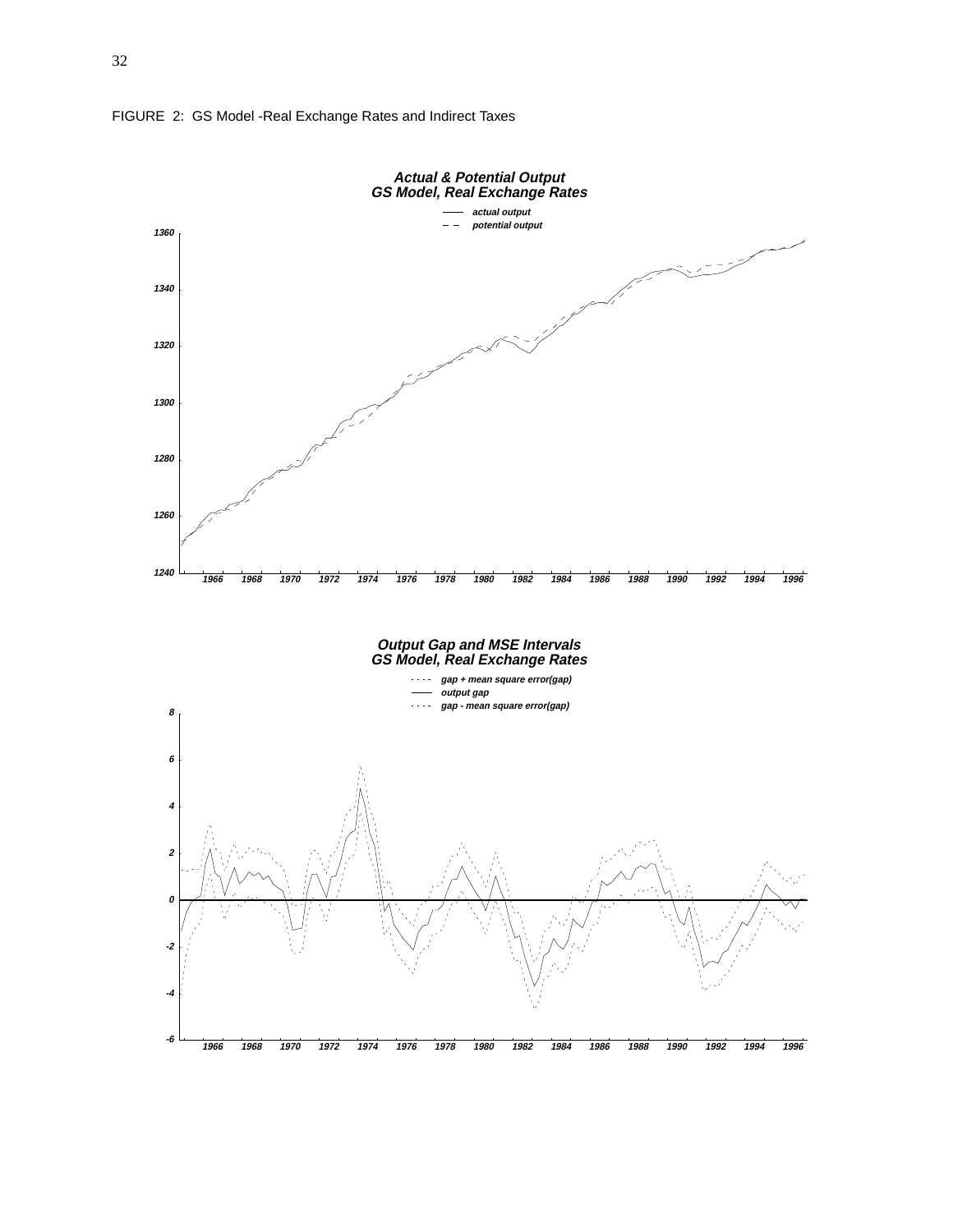FIGURE 2: GS Model -Real Exchange Rates and Indirect Taxes

**Actual & Potential Output**
**GS Model, Real Exchange Rates**

**Output Gap and MSE Intervals**
**GS Model, Real Exchange Rates**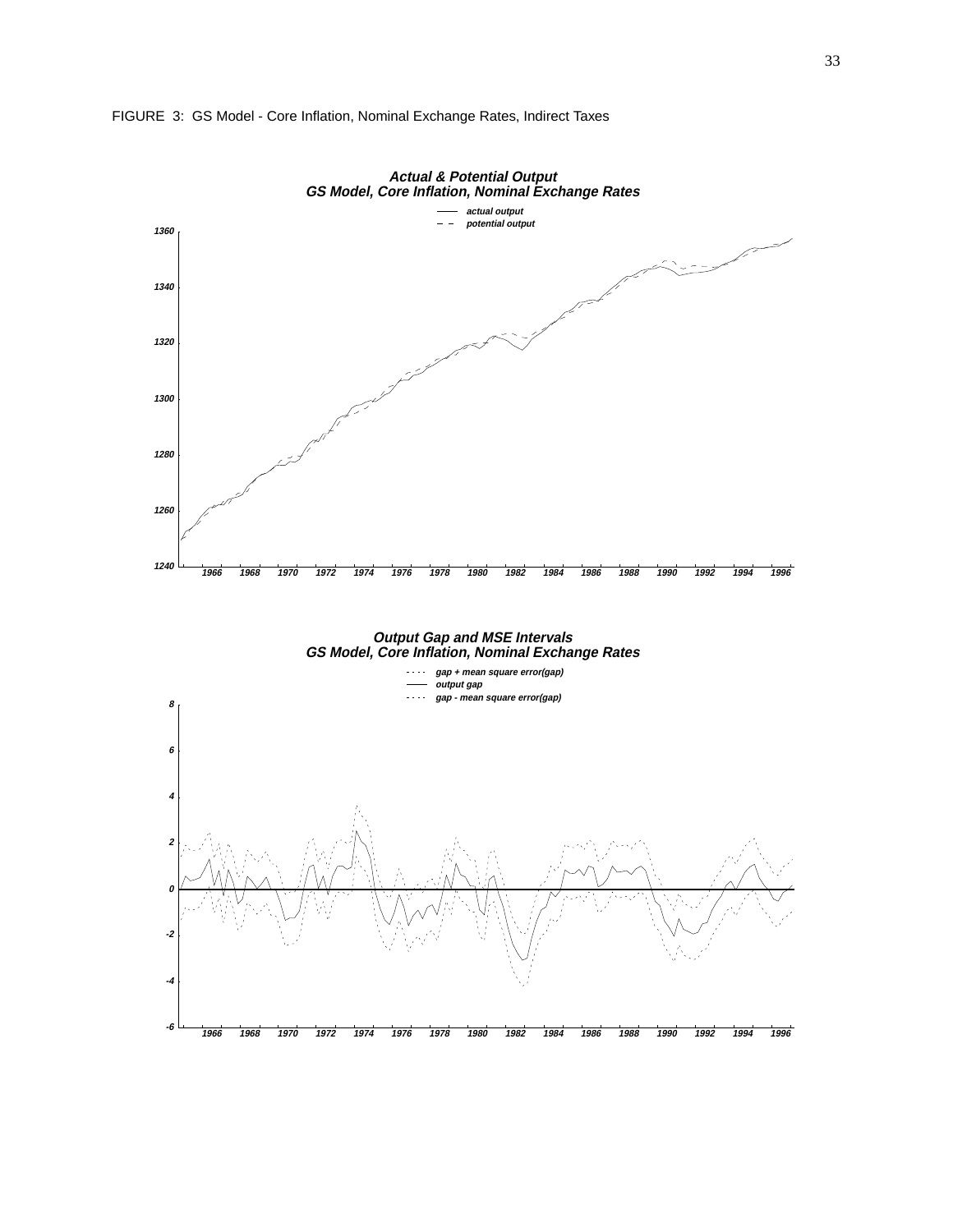FIGURE 3: GS Model - Core Inflation, Nominal Exchange Rates, Indirect Taxes

**Actual & Potential Output**
**GS Model, Core Inflation, Nominal Exchange Rates**

**Output Gap and MSE Intervals**
**GS Model, Core Inflation, Nominal Exchange Rates**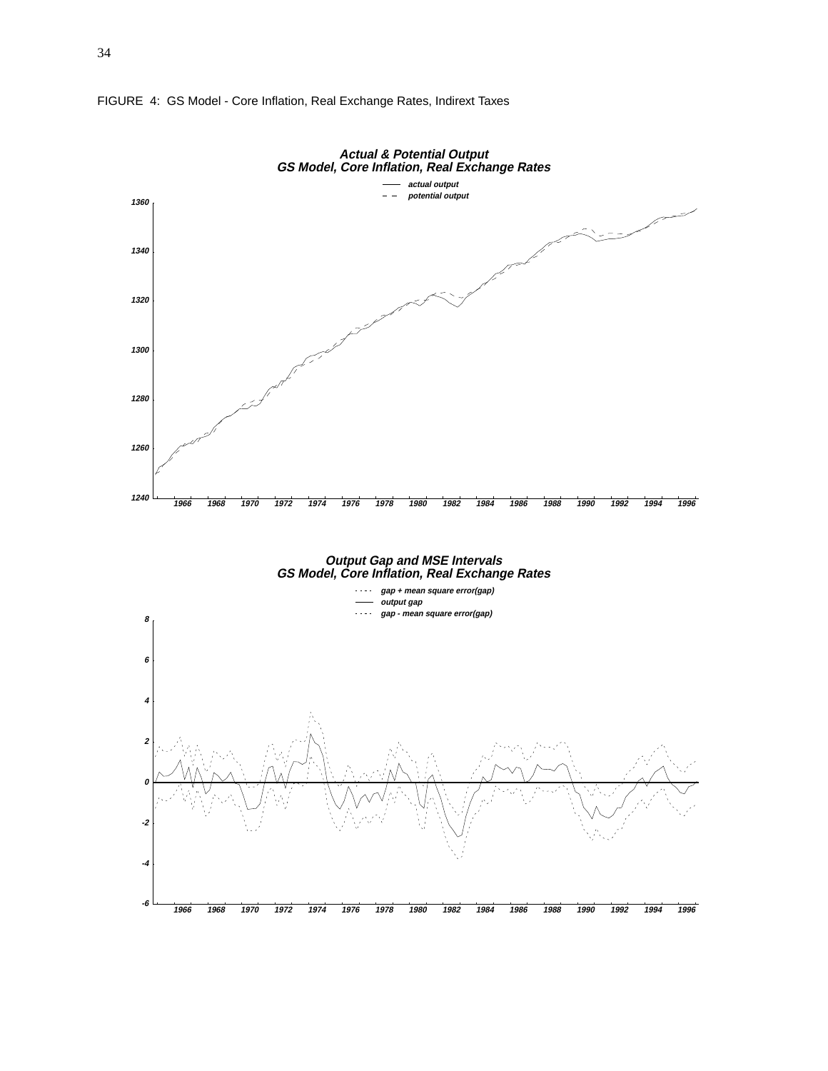FIGURE 4: GS Model - Core Inflation, Real Exchange Rates, Indirext Taxes

**Actual & Potential Output**
**GS Model, Core Inflation, Real Exchange Rates**

— actual output
– – potential output

**Output Gap and MSE Intervals**
**GS Model, Core Inflation, Real Exchange Rates**

· · · · gap + mean square error(gap)
— output gap
· · · · gap - mean square error(gap)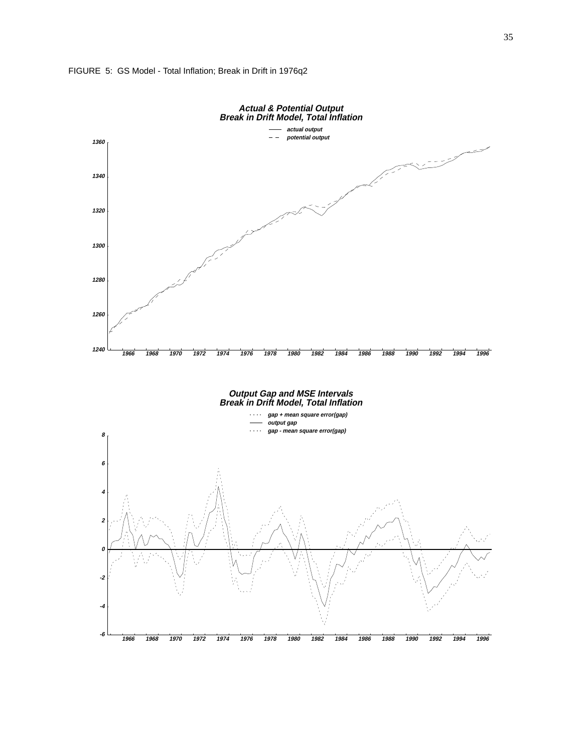FIGURE 5: GS Model - Total Inflation; Break in Drift in 1976q2

**Actual & Potential Output**
**Break in Drift Model, Total Inflation**

— actual output
– – potential output

**Output Gap and MSE Intervals**
**Break in Drift Model, Total Inflation**

· · · · gap + mean square error(gap)
— output gap
· · · · gap - mean square error(gap)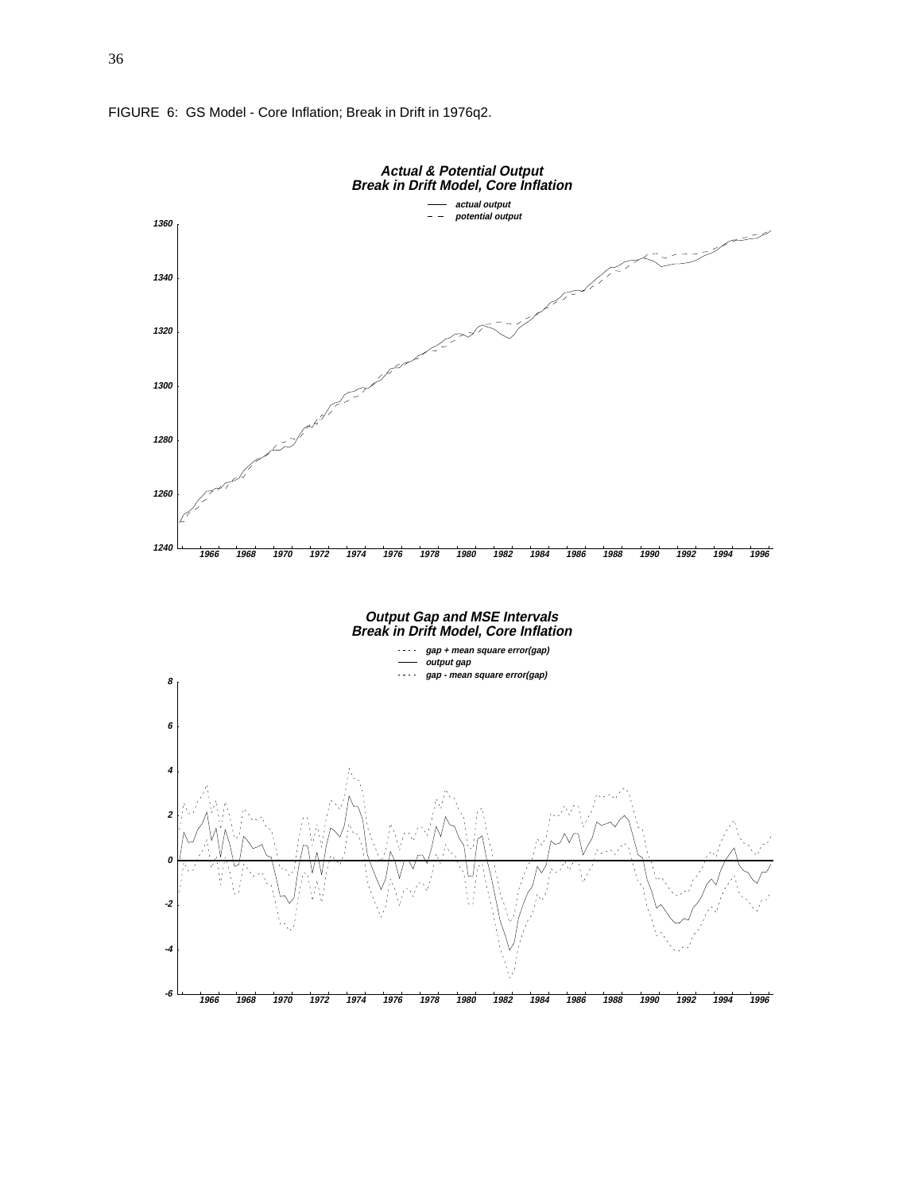FIGURE 6: GS Model - Core Inflation; Break in Drift in 1976q2.

**Actual & Potential Output**
**Break in Drift Model, Core Inflation**

*actual output*
*potential output*

**Output Gap and MSE Intervals**
**Break in Drift Model, Core Inflation**

*gap + mean square error(gap)*
*output gap*
*gap - mean square error(gap)*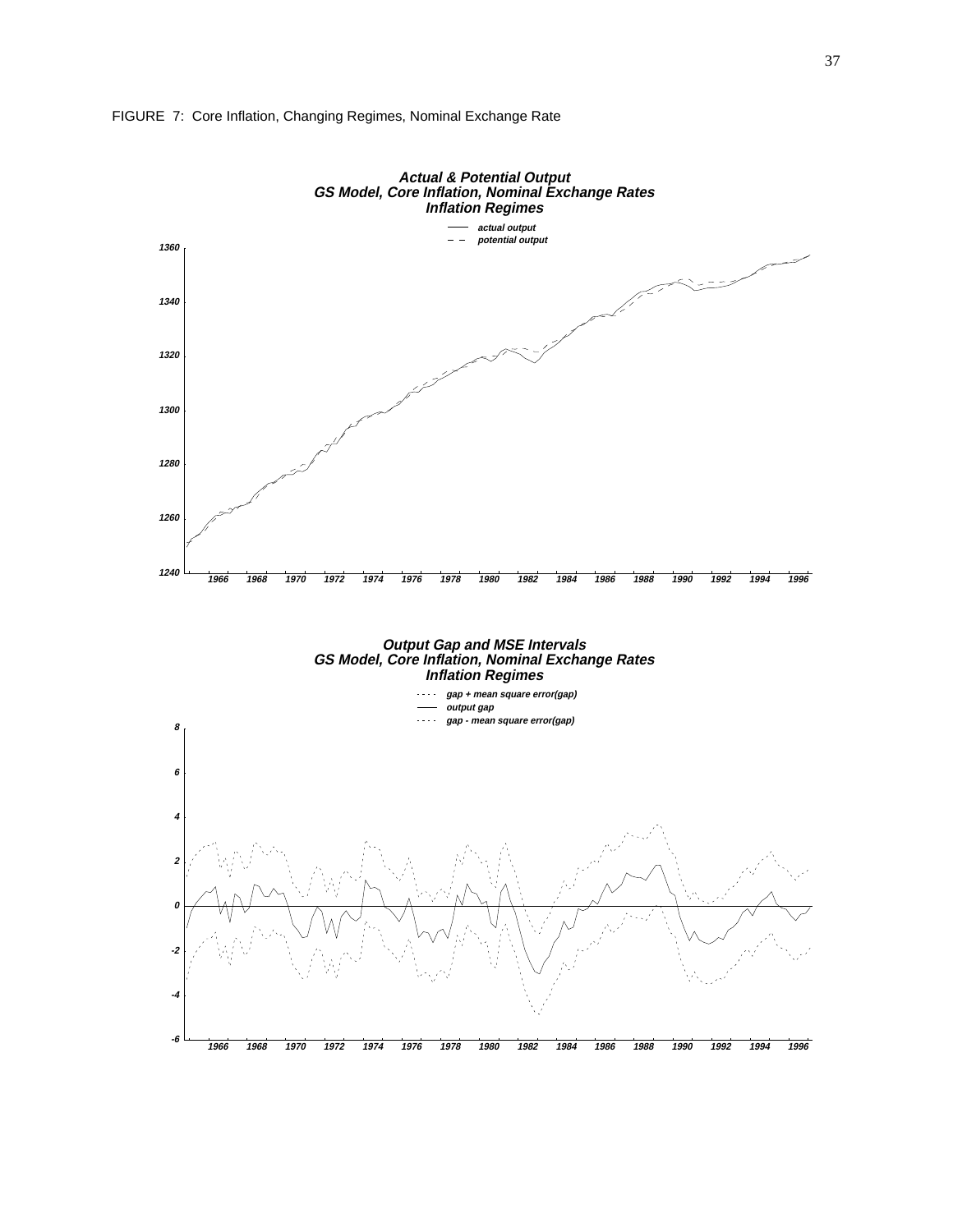FIGURE 7: Core Inflation, Changing Regimes, Nominal Exchange Rate

**Actual & Potential Output**
**GS Model, Core Inflation, Nominal Exchange Rates**
**Inflation Regimes**

**Output Gap and MSE Intervals**
**GS Model, Core Inflation, Nominal Exchange Rates**
**Inflation Regimes**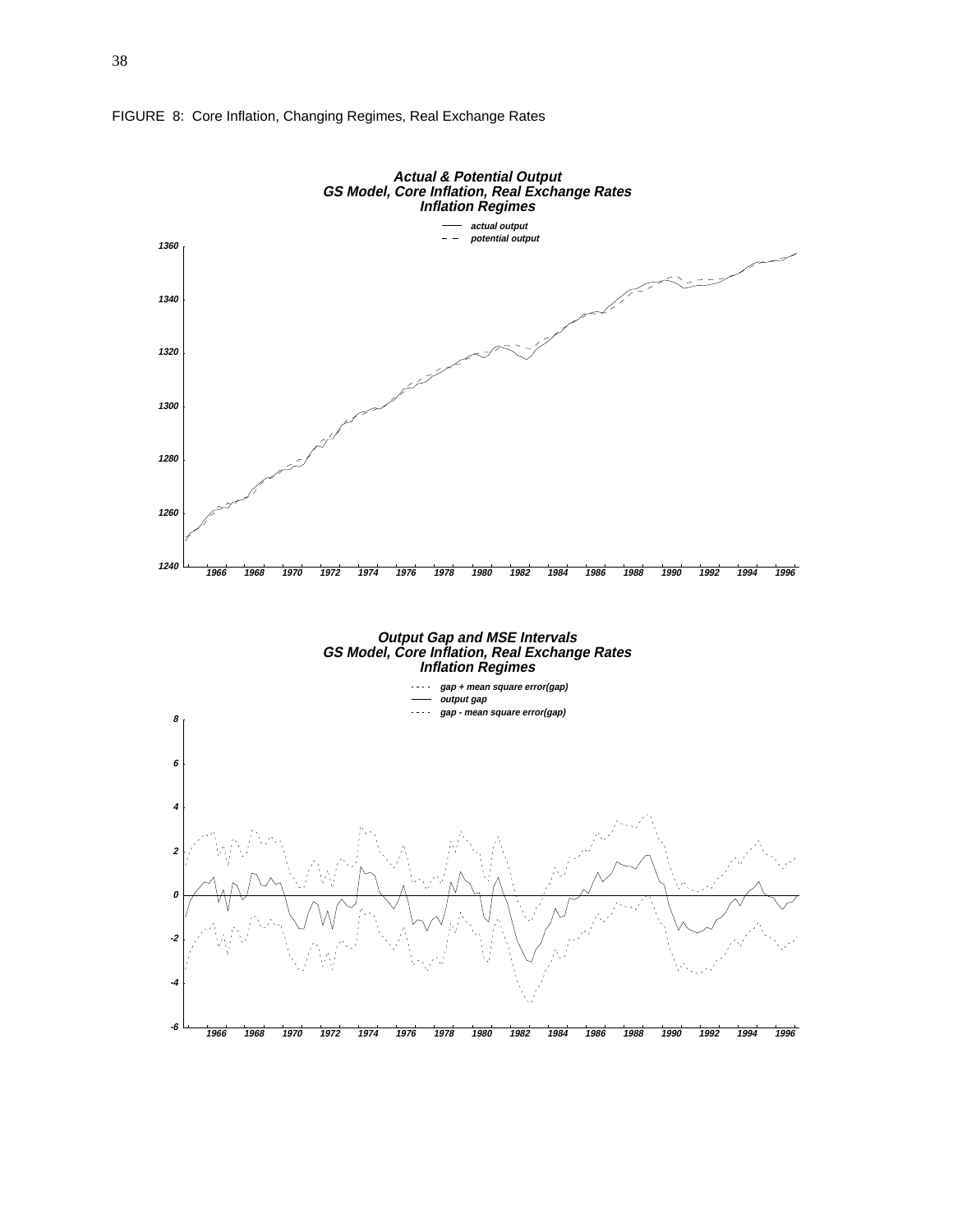FIGURE 8: Core Inflation, Changing Regimes, Real Exchange Rates

**Actual & Potential Output**
**GS Model, Core Inflation, Real Exchange Rates**
**Inflation Regimes**

— actual output
– – potential output

**Output Gap and MSE Intervals**
**GS Model, Core Inflation, Real Exchange Rates**
**Inflation Regimes**

· · · · gap + mean square error(gap)
— output gap
· · · · gap - mean square error(gap)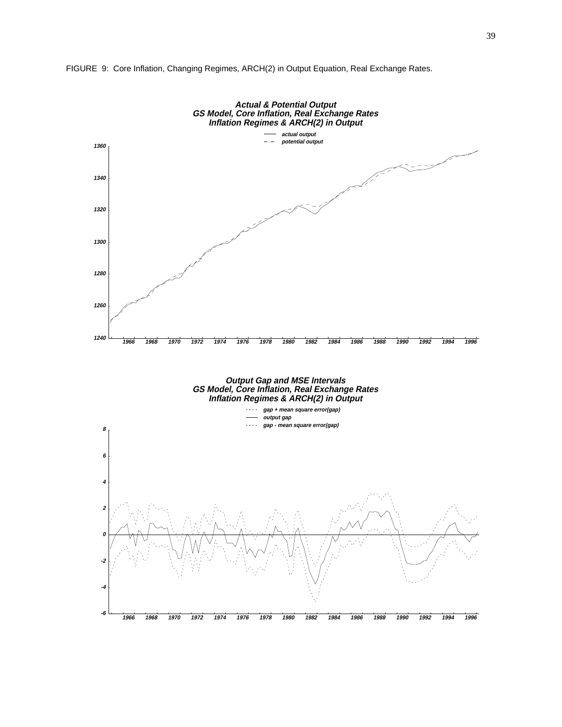FIGURE 9: Core Inflation, Changing Regimes, ARCH(2) in Output Equation, Real Exchange Rates.

**Actual & Potential Output**
**GS Model, Core Inflation, Real Exchange Rates**
**Inflation Regimes & ARCH(2) in Output**

**Output Gap and MSE Intervals**
**GS Model, Core Inflation, Real Exchange Rates**
**Inflation Regimes & ARCH(2) in Output**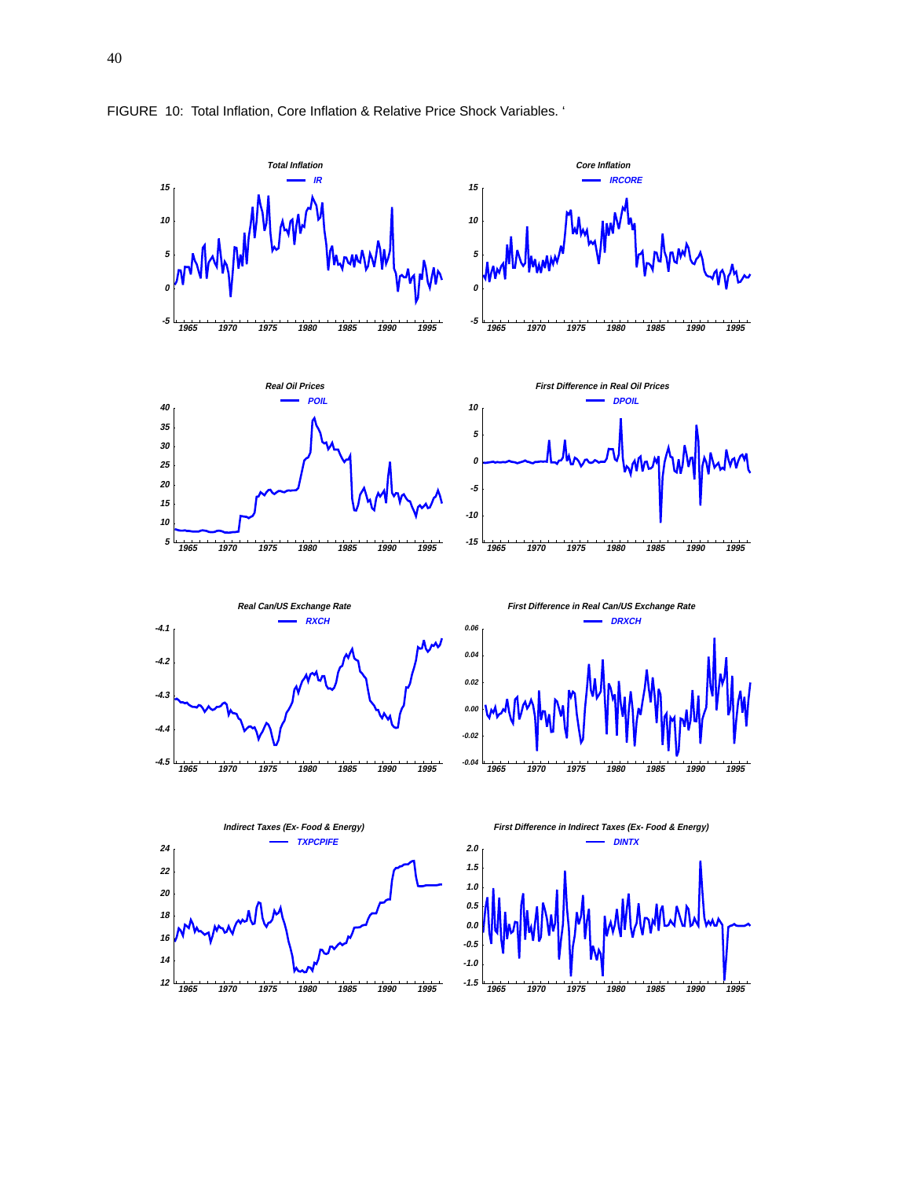FIGURE 10: Total Inflation, Core Inflation & Relative Price Shock Variables. '

*Total Inflation*

*IR*

*Core Inflation*

*IRCORE*

*Real Oil Prices*

*POIL*

*First Difference in Real Oil Prices*

*DPOIL*

*Real Can/US Exchange Rate*

*RXCH*

*First Difference in Real Can/US Exchange Rate*

*DRXCH*

*Indirect Taxes (Ex- Food & Energy)*

*TXPCPIFE*

*First Difference in Indirect Taxes (Ex- Food & Energy)*

*DINTX*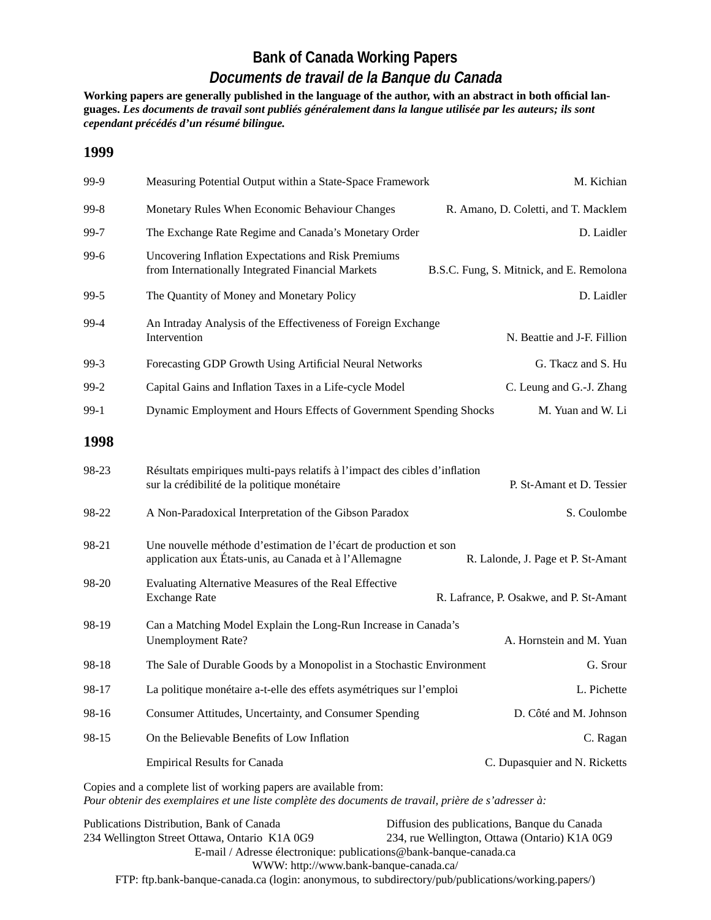# Bank of Canada Working Papers

## *Documents de travail de la Banque du Canada*

**Working papers are generally published in the language of the author, with an abstract in both official languages.** ***Les documents de travail sont publiés généralement dans la langue utilisée par les auteurs; ils sont cependant précédés d'un résumé bilingue.***

### 1999

| | | |
|---|---|---|
| 99-9 | Measuring Potential Output within a State-Space Framework | M. Kichian |
| 99-8 | Monetary Rules When Economic Behaviour Changes | R. Amano, D. Coletti, and T. Macklem |
| 99-7 | The Exchange Rate Regime and Canada's Monetary Order | D. Laidler |
| 99-6 | Uncovering Inflation Expectations and Risk Premiums from Internationally Integrated Financial Markets | B.S.C. Fung, S. Mitnick, and E. Remolona |
| 99-5 | The Quantity of Money and Monetary Policy | D. Laidler |
| 99-4 | An Intraday Analysis of the Effectiveness of Foreign Exchange Intervention | N. Beattie and J-F. Fillion |
| 99-3 | Forecasting GDP Growth Using Artificial Neural Networks | G. Tkacz and S. Hu |
| 99-2 | Capital Gains and Inflation Taxes in a Life-cycle Model | C. Leung and G.-J. Zhang |
| 99-1 | Dynamic Employment and Hours Effects of Government Spending Shocks | M. Yuan and W. Li |

### 1998

| | | |
|---|---|---|
| 98-23 | Résultats empiriques multi-pays relatifs à l'impact des cibles d'inflation sur la crédibilité de la politique monétaire | P. St-Amant et D. Tessier |
| 98-22 | A Non-Paradoxical Interpretation of the Gibson Paradox | S. Coulombe |
| 98-21 | Une nouvelle méthode d'estimation de l'écart de production et son application aux États-unis, au Canada et à l'Allemagne | R. Lalonde, J. Page et P. St-Amant |
| 98-20 | Evaluating Alternative Measures of the Real Effective Exchange Rate | R. Lafrance, P. Osakwe, and P. St-Amant |
| 98-19 | Can a Matching Model Explain the Long-Run Increase in Canada's Unemployment Rate? | A. Hornstein and M. Yuan |
| 98-18 | The Sale of Durable Goods by a Monopolist in a Stochastic Environment | G. Srour |
| 98-17 | La politique monétaire a-t-elle des effets asymétriques sur l'emploi | L. Pichette |
| 98-16 | Consumer Attitudes, Uncertainty, and Consumer Spending | D. Côté and M. Johnson |
| 98-15 | On the Believable Benefits of Low Inflation | C. Ragan |
| | Empirical Results for Canada | C. Dupasquier and N. Ricketts |

Copies and a complete list of working papers are available from:
*Pour obtenir des exemplaires et une liste complète des documents de travail, prière de s'adresser à:*

Publications Distribution, Bank of Canada
234 Wellington Street Ottawa, Ontario K1A 0G9

Diffusion des publications, Banque du Canada
234, rue Wellington, Ottawa (Ontario) K1A 0G9

E-mail / Adresse électronique: publications@bank-banque-canada.ca
WWW: http://www.bank-banque-canada.ca/
FTP: ftp.bank-banque-canada.ca (login: anonymous, to subdirectory/pub/publications/working.papers/)